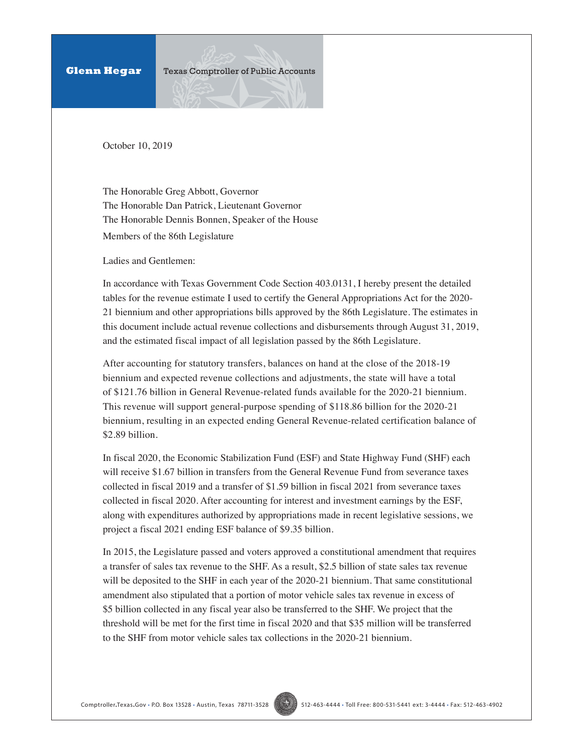**Glenn Hegar** Texas Comptroller of Public Accounts

October 10, 2019

The Honorable Greg Abbott, Governor
The Honorable Dan Patrick, Lieutenant Governor
The Honorable Dennis Bonnen, Speaker of the House
Members of the 86th Legislature

Ladies and Gentlemen:

In accordance with Texas Government Code Section 403.0131, I hereby present the detailed tables for the revenue estimate I used to certify the General Appropriations Act for the 2020-21 biennium and other appropriations bills approved by the 86th Legislature. The estimates in this document include actual revenue collections and disbursements through August 31, 2019, and the estimated fiscal impact of all legislation passed by the 86th Legislature.

After accounting for statutory transfers, balances on hand at the close of the 2018-19 biennium and expected revenue collections and adjustments, the state will have a total of $121.76 billion in General Revenue-related funds available for the 2020-21 biennium. This revenue will support general-purpose spending of $118.86 billion for the 2020-21 biennium, resulting in an expected ending General Revenue-related certification balance of $2.89 billion.

In fiscal 2020, the Economic Stabilization Fund (ESF) and State Highway Fund (SHF) each will receive $1.67 billion in transfers from the General Revenue Fund from severance taxes collected in fiscal 2019 and a transfer of $1.59 billion in fiscal 2021 from severance taxes collected in fiscal 2020. After accounting for interest and investment earnings by the ESF, along with expenditures authorized by appropriations made in recent legislative sessions, we project a fiscal 2021 ending ESF balance of $9.35 billion.

In 2015, the Legislature passed and voters approved a constitutional amendment that requires a transfer of sales tax revenue to the SHF. As a result, $2.5 billion of state sales tax revenue will be deposited to the SHF in each year of the 2020-21 biennium. That same constitutional amendment also stipulated that a portion of motor vehicle sales tax revenue in excess of $5 billion collected in any fiscal year also be transferred to the SHF. We project that the threshold will be met for the first time in fiscal 2020 and that $35 million will be transferred to the SHF from motor vehicle sales tax collections in the 2020-21 biennium.

Comptroller.Texas.Gov • P.O. Box 13528 • Austin, Texas 78711-3528 • 512-463-4444 • Toll Free: 800-531-5441 ext: 3-4444 • Fax: 512-463-4902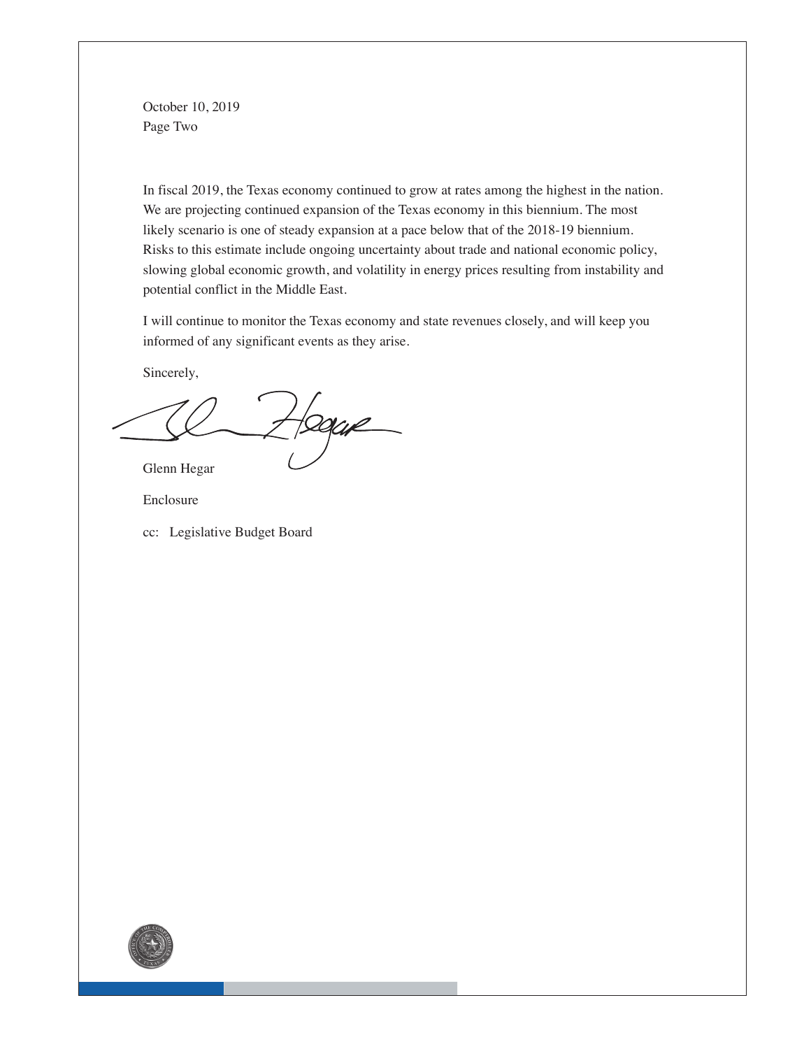October 10, 2019
Page Two

In fiscal 2019, the Texas economy continued to grow at rates among the highest in the nation. We are projecting continued expansion of the Texas economy in this biennium. The most likely scenario is one of steady expansion at a pace below that of the 2018-19 biennium. Risks to this estimate include ongoing uncertainty about trade and national economic policy, slowing global economic growth, and volatility in energy prices resulting from instability and potential conflict in the Middle East.

I will continue to monitor the Texas economy and state revenues closely, and will keep you informed of any significant events as they arise.

Sincerely,

Glenn Hegar

Enclosure

cc: Legislative Budget Board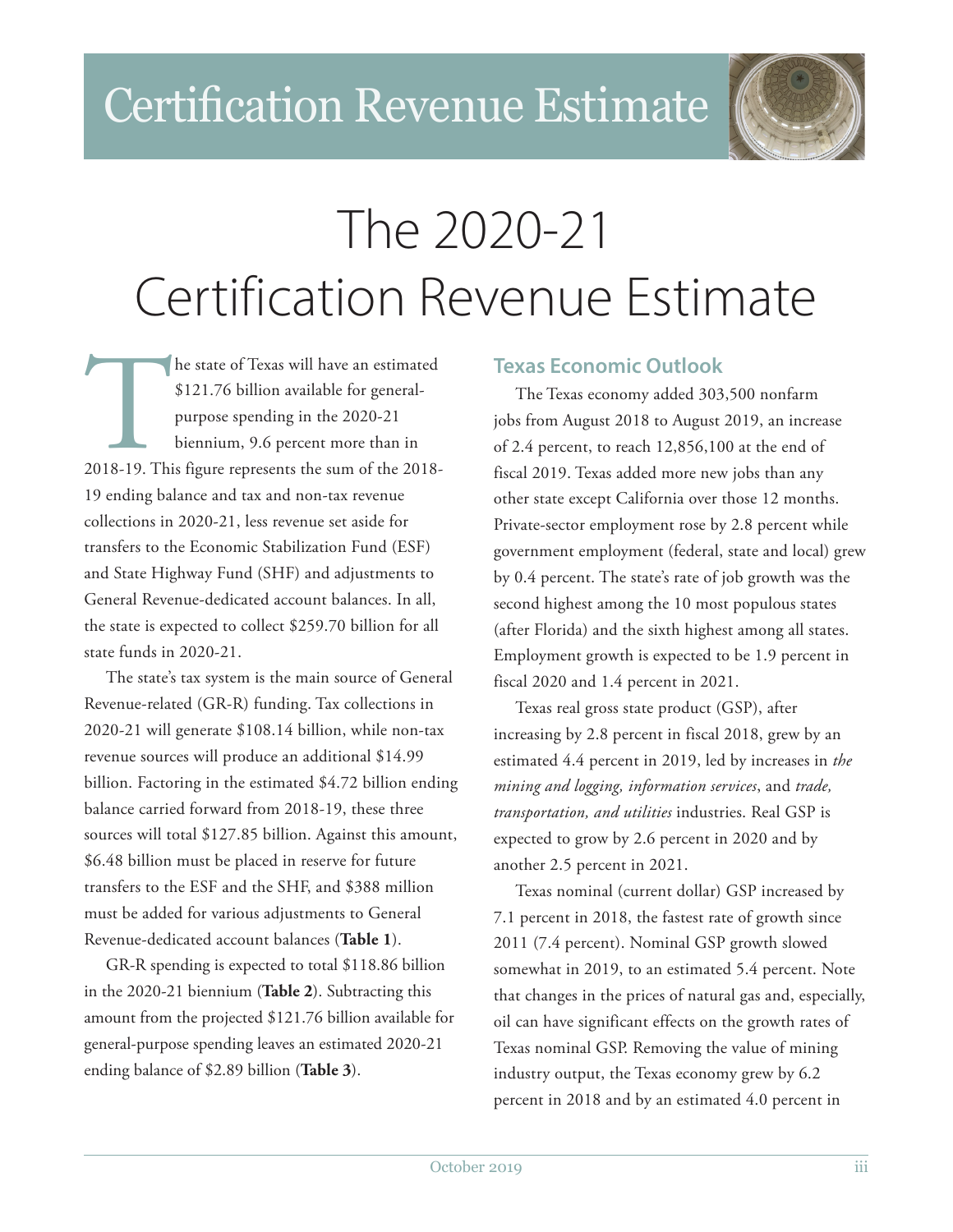# Certification Revenue Estimate

# The 2020-21 Certification Revenue Estimate

The state of Texas will have an estimated $121.76 billion available for general-purpose spending in the 2020-21 biennium, 9.6 percent more than in 2018-19. This figure represents the sum of the 2018-19 ending balance and tax and non-tax revenue collections in 2020-21, less revenue set aside for transfers to the Economic Stabilization Fund (ESF) and State Highway Fund (SHF) and adjustments to General Revenue-dedicated account balances. In all, the state is expected to collect $259.70 billion for all state funds in 2020-21.

The state's tax system is the main source of General Revenue-related (GR-R) funding. Tax collections in 2020-21 will generate $108.14 billion, while non-tax revenue sources will produce an additional $14.99 billion. Factoring in the estimated $4.72 billion ending balance carried forward from 2018-19, these three sources will total $127.85 billion. Against this amount, $6.48 billion must be placed in reserve for future transfers to the ESF and the SHF, and $388 million must be added for various adjustments to General Revenue-dedicated account balances (**Table 1**).

GR-R spending is expected to total $118.86 billion in the 2020-21 biennium (**Table 2**). Subtracting this amount from the projected $121.76 billion available for general-purpose spending leaves an estimated 2020-21 ending balance of $2.89 billion (**Table 3**).

## Texas Economic Outlook

The Texas economy added 303,500 nonfarm jobs from August 2018 to August 2019, an increase of 2.4 percent, to reach 12,856,100 at the end of fiscal 2019. Texas added more new jobs than any other state except California over those 12 months. Private-sector employment rose by 2.8 percent while government employment (federal, state and local) grew by 0.4 percent. The state's rate of job growth was the second highest among the 10 most populous states (after Florida) and the sixth highest among all states. Employment growth is expected to be 1.9 percent in fiscal 2020 and 1.4 percent in 2021.

Texas real gross state product (GSP), after increasing by 2.8 percent in fiscal 2018, grew by an estimated 4.4 percent in 2019, led by increases in *the mining and logging, information services*, and *trade, transportation, and utilities* industries. Real GSP is expected to grow by 2.6 percent in 2020 and by another 2.5 percent in 2021.

Texas nominal (current dollar) GSP increased by 7.1 percent in 2018, the fastest rate of growth since 2011 (7.4 percent). Nominal GSP growth slowed somewhat in 2019, to an estimated 5.4 percent. Note that changes in the prices of natural gas and, especially, oil can have significant effects on the growth rates of Texas nominal GSP. Removing the value of mining industry output, the Texas economy grew by 6.2 percent in 2018 and by an estimated 4.0 percent in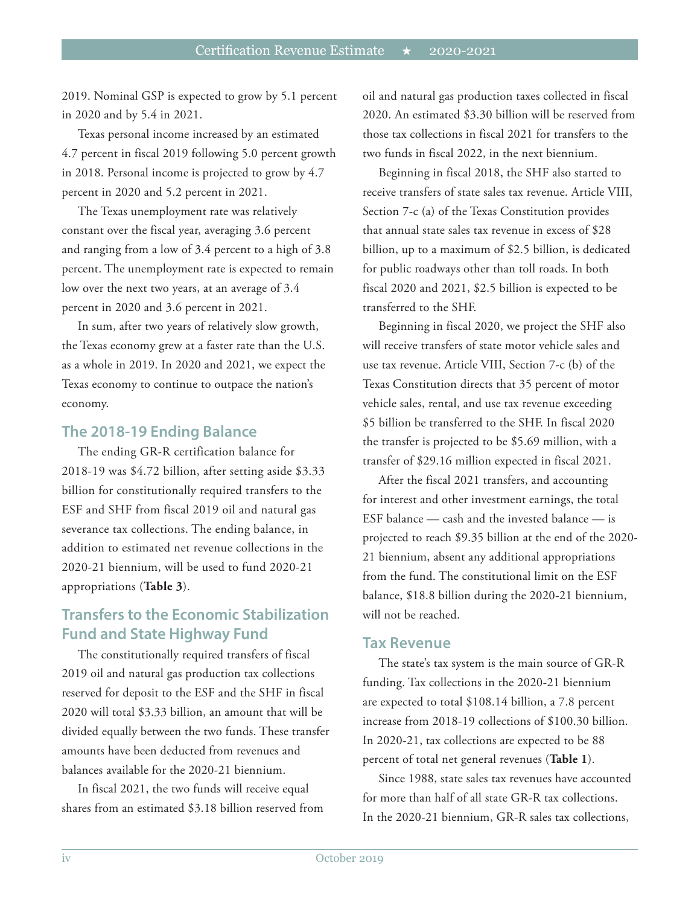2019. Nominal GSP is expected to grow by 5.1 percent in 2020 and by 5.4 in 2021.

Texas personal income increased by an estimated 4.7 percent in fiscal 2019 following 5.0 percent growth in 2018. Personal income is projected to grow by 4.7 percent in 2020 and 5.2 percent in 2021.

The Texas unemployment rate was relatively constant over the fiscal year, averaging 3.6 percent and ranging from a low of 3.4 percent to a high of 3.8 percent. The unemployment rate is expected to remain low over the next two years, at an average of 3.4 percent in 2020 and 3.6 percent in 2021.

In sum, after two years of relatively slow growth, the Texas economy grew at a faster rate than the U.S. as a whole in 2019. In 2020 and 2021, we expect the Texas economy to continue to outpace the nation's economy.

## The 2018-19 Ending Balance

The ending GR-R certification balance for 2018-19 was $4.72 billion, after setting aside $3.33 billion for constitutionally required transfers to the ESF and SHF from fiscal 2019 oil and natural gas severance tax collections. The ending balance, in addition to estimated net revenue collections in the 2020-21 biennium, will be used to fund 2020-21 appropriations (**Table 3**).

## Transfers to the Economic Stabilization Fund and State Highway Fund

The constitutionally required transfers of fiscal 2019 oil and natural gas production tax collections reserved for deposit to the ESF and the SHF in fiscal 2020 will total $3.33 billion, an amount that will be divided equally between the two funds. These transfer amounts have been deducted from revenues and balances available for the 2020-21 biennium.

In fiscal 2021, the two funds will receive equal shares from an estimated $3.18 billion reserved from oil and natural gas production taxes collected in fiscal 2020. An estimated $3.30 billion will be reserved from those tax collections in fiscal 2021 for transfers to the two funds in fiscal 2022, in the next biennium.

Beginning in fiscal 2018, the SHF also started to receive transfers of state sales tax revenue. Article VIII, Section 7-c (a) of the Texas Constitution provides that annual state sales tax revenue in excess of $28 billion, up to a maximum of $2.5 billion, is dedicated for public roadways other than toll roads. In both fiscal 2020 and 2021, $2.5 billion is expected to be transferred to the SHF.

Beginning in fiscal 2020, we project the SHF also will receive transfers of state motor vehicle sales and use tax revenue. Article VIII, Section 7-c (b) of the Texas Constitution directs that 35 percent of motor vehicle sales, rental, and use tax revenue exceeding $5 billion be transferred to the SHF. In fiscal 2020 the transfer is projected to be $5.69 million, with a transfer of $29.16 million expected in fiscal 2021.

After the fiscal 2021 transfers, and accounting for interest and other investment earnings, the total ESF balance — cash and the invested balance — is projected to reach $9.35 billion at the end of the 2020-21 biennium, absent any additional appropriations from the fund. The constitutional limit on the ESF balance, $18.8 billion during the 2020-21 biennium, will not be reached.

## Tax Revenue

The state's tax system is the main source of GR-R funding. Tax collections in the 2020-21 biennium are expected to total $108.14 billion, a 7.8 percent increase from 2018-19 collections of $100.30 billion. In 2020-21, tax collections are expected to be 88 percent of total net general revenues (**Table 1**).

Since 1988, state sales tax revenues have accounted for more than half of all state GR-R tax collections. In the 2020-21 biennium, GR-R sales tax collections,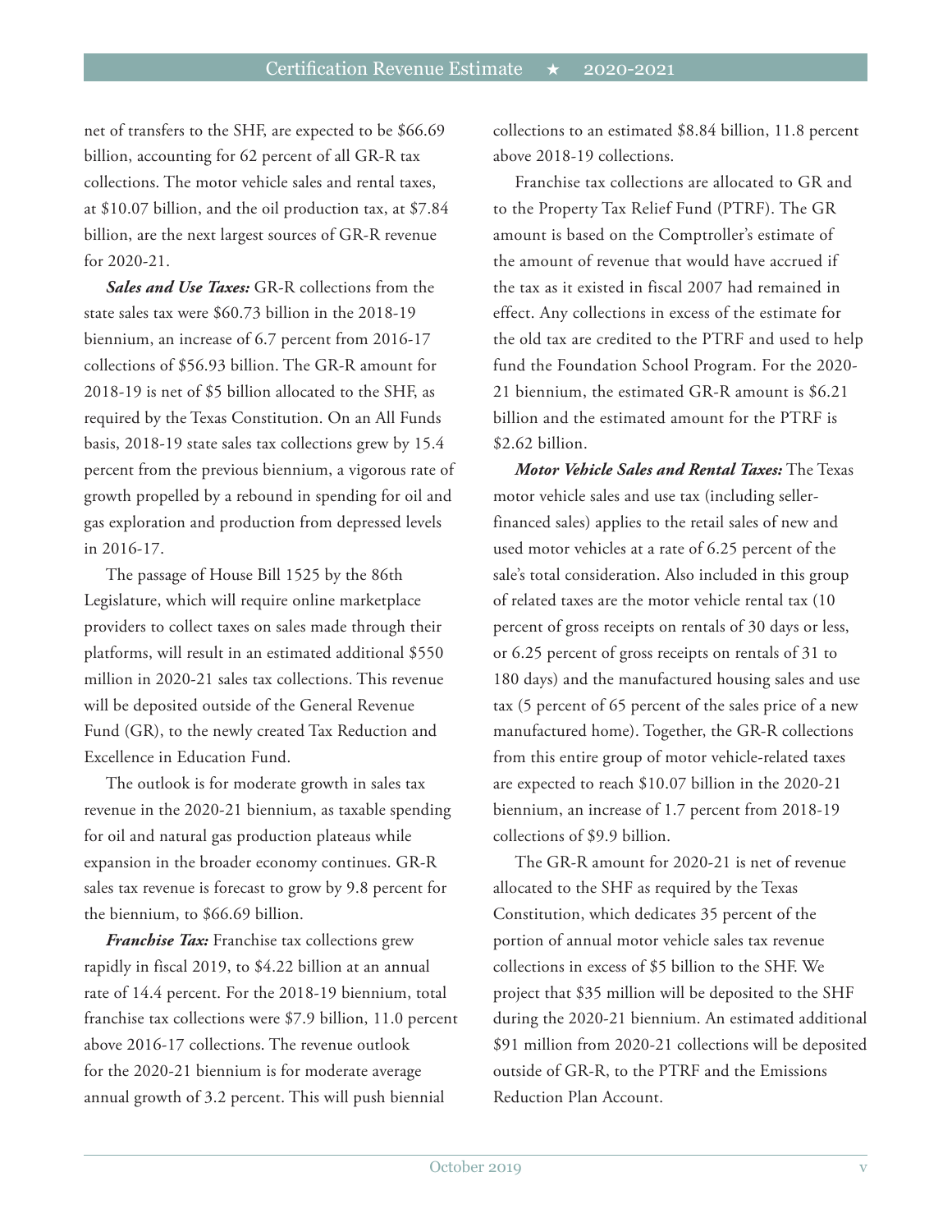net of transfers to the SHF, are expected to be $66.69 billion, accounting for 62 percent of all GR-R tax collections. The motor vehicle sales and rental taxes, at $10.07 billion, and the oil production tax, at $7.84 billion, are the next largest sources of GR-R revenue for 2020-21.

***Sales and Use Taxes:*** GR-R collections from the state sales tax were $60.73 billion in the 2018-19 biennium, an increase of 6.7 percent from 2016-17 collections of $56.93 billion. The GR-R amount for 2018-19 is net of $5 billion allocated to the SHF, as required by the Texas Constitution. On an All Funds basis, 2018-19 state sales tax collections grew by 15.4 percent from the previous biennium, a vigorous rate of growth propelled by a rebound in spending for oil and gas exploration and production from depressed levels in 2016-17.

The passage of House Bill 1525 by the 86th Legislature, which will require online marketplace providers to collect taxes on sales made through their platforms, will result in an estimated additional $550 million in 2020-21 sales tax collections. This revenue will be deposited outside of the General Revenue Fund (GR), to the newly created Tax Reduction and Excellence in Education Fund.

The outlook is for moderate growth in sales tax revenue in the 2020-21 biennium, as taxable spending for oil and natural gas production plateaus while expansion in the broader economy continues. GR-R sales tax revenue is forecast to grow by 9.8 percent for the biennium, to $66.69 billion.

***Franchise Tax:*** Franchise tax collections grew rapidly in fiscal 2019, to $4.22 billion at an annual rate of 14.4 percent. For the 2018-19 biennium, total franchise tax collections were $7.9 billion, 11.0 percent above 2016-17 collections. The revenue outlook for the 2020-21 biennium is for moderate average annual growth of 3.2 percent. This will push biennial collections to an estimated $8.84 billion, 11.8 percent above 2018-19 collections.

Franchise tax collections are allocated to GR and to the Property Tax Relief Fund (PTRF). The GR amount is based on the Comptroller's estimate of the amount of revenue that would have accrued if the tax as it existed in fiscal 2007 had remained in effect. Any collections in excess of the estimate for the old tax are credited to the PTRF and used to help fund the Foundation School Program. For the 2020-21 biennium, the estimated GR-R amount is $6.21 billion and the estimated amount for the PTRF is $2.62 billion.

***Motor Vehicle Sales and Rental Taxes:*** The Texas motor vehicle sales and use tax (including seller-financed sales) applies to the retail sales of new and used motor vehicles at a rate of 6.25 percent of the sale's total consideration. Also included in this group of related taxes are the motor vehicle rental tax (10 percent of gross receipts on rentals of 30 days or less, or 6.25 percent of gross receipts on rentals of 31 to 180 days) and the manufactured housing sales and use tax (5 percent of 65 percent of the sales price of a new manufactured home). Together, the GR-R collections from this entire group of motor vehicle-related taxes are expected to reach $10.07 billion in the 2020-21 biennium, an increase of 1.7 percent from 2018-19 collections of $9.9 billion.

The GR-R amount for 2020-21 is net of revenue allocated to the SHF as required by the Texas Constitution, which dedicates 35 percent of the portion of annual motor vehicle sales tax revenue collections in excess of $5 billion to the SHF. We project that $35 million will be deposited to the SHF during the 2020-21 biennium. An estimated additional $91 million from 2020-21 collections will be deposited outside of GR-R, to the PTRF and the Emissions Reduction Plan Account.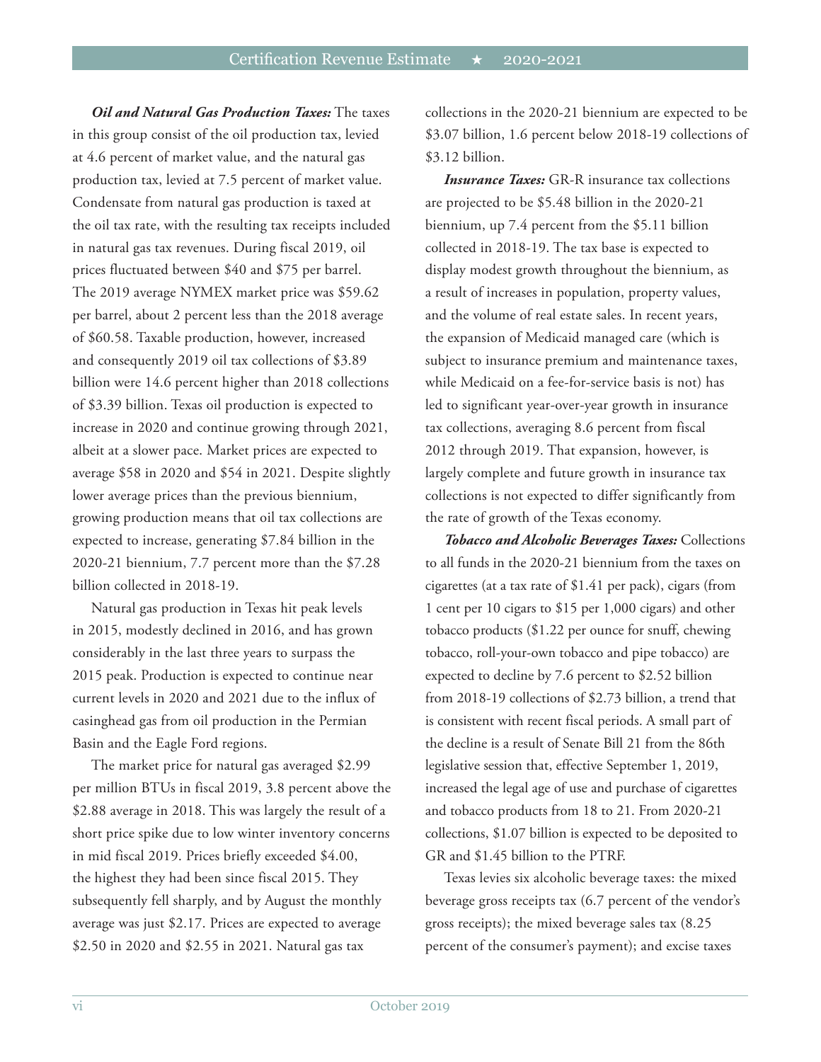***Oil and Natural Gas Production Taxes:*** The taxes in this group consist of the oil production tax, levied at 4.6 percent of market value, and the natural gas production tax, levied at 7.5 percent of market value. Condensate from natural gas production is taxed at the oil tax rate, with the resulting tax receipts included in natural gas tax revenues. During fiscal 2019, oil prices fluctuated between $40 and $75 per barrel. The 2019 average NYMEX market price was $59.62 per barrel, about 2 percent less than the 2018 average of $60.58. Taxable production, however, increased and consequently 2019 oil tax collections of $3.89 billion were 14.6 percent higher than 2018 collections of $3.39 billion. Texas oil production is expected to increase in 2020 and continue growing through 2021, albeit at a slower pace. Market prices are expected to average $58 in 2020 and $54 in 2021. Despite slightly lower average prices than the previous biennium, growing production means that oil tax collections are expected to increase, generating $7.84 billion in the 2020-21 biennium, 7.7 percent more than the $7.28 billion collected in 2018-19.

Natural gas production in Texas hit peak levels in 2015, modestly declined in 2016, and has grown considerably in the last three years to surpass the 2015 peak. Production is expected to continue near current levels in 2020 and 2021 due to the influx of casinghead gas from oil production in the Permian Basin and the Eagle Ford regions.

The market price for natural gas averaged $2.99 per million BTUs in fiscal 2019, 3.8 percent above the $2.88 average in 2018. This was largely the result of a short price spike due to low winter inventory concerns in mid fiscal 2019. Prices briefly exceeded $4.00, the highest they had been since fiscal 2015. They subsequently fell sharply, and by August the monthly average was just $2.17. Prices are expected to average $2.50 in 2020 and $2.55 in 2021. Natural gas tax collections in the 2020-21 biennium are expected to be $3.07 billion, 1.6 percent below 2018-19 collections of $3.12 billion.

***Insurance Taxes:*** GR-R insurance tax collections are projected to be $5.48 billion in the 2020-21 biennium, up 7.4 percent from the $5.11 billion collected in 2018-19. The tax base is expected to display modest growth throughout the biennium, as a result of increases in population, property values, and the volume of real estate sales. In recent years, the expansion of Medicaid managed care (which is subject to insurance premium and maintenance taxes, while Medicaid on a fee-for-service basis is not) has led to significant year-over-year growth in insurance tax collections, averaging 8.6 percent from fiscal 2012 through 2019. That expansion, however, is largely complete and future growth in insurance tax collections is not expected to differ significantly from the rate of growth of the Texas economy.

***Tobacco and Alcoholic Beverages Taxes:*** Collections to all funds in the 2020-21 biennium from the taxes on cigarettes (at a tax rate of $1.41 per pack), cigars (from 1 cent per 10 cigars to $15 per 1,000 cigars) and other tobacco products ($1.22 per ounce for snuff, chewing tobacco, roll-your-own tobacco and pipe tobacco) are expected to decline by 7.6 percent to $2.52 billion from 2018-19 collections of $2.73 billion, a trend that is consistent with recent fiscal periods. A small part of the decline is a result of Senate Bill 21 from the 86th legislative session that, effective September 1, 2019, increased the legal age of use and purchase of cigarettes and tobacco products from 18 to 21. From 2020-21 collections, $1.07 billion is expected to be deposited to GR and $1.45 billion to the PTRF.

Texas levies six alcoholic beverage taxes: the mixed beverage gross receipts tax (6.7 percent of the vendor's gross receipts); the mixed beverage sales tax (8.25 percent of the consumer's payment); and excise taxes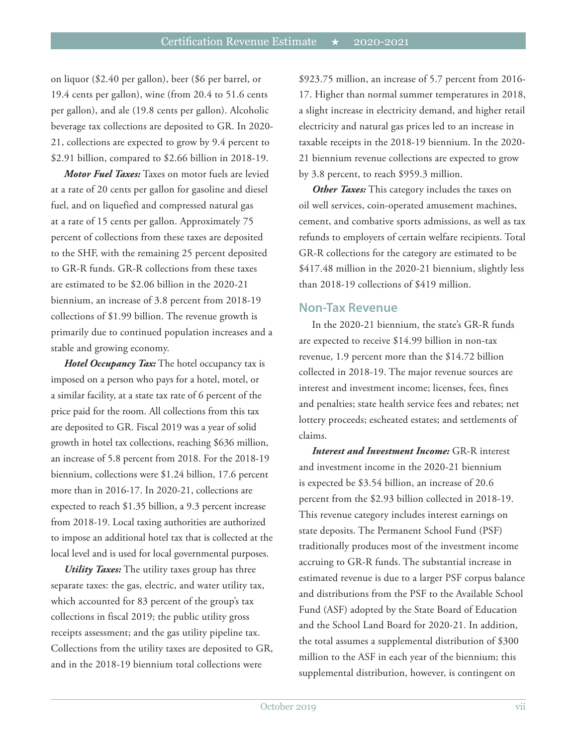on liquor ($2.40 per gallon), beer ($6 per barrel, or 19.4 cents per gallon), wine (from 20.4 to 51.6 cents per gallon), and ale (19.8 cents per gallon). Alcoholic beverage tax collections are deposited to GR. In 2020-21, collections are expected to grow by 9.4 percent to $2.91 billion, compared to $2.66 billion in 2018-19.

***Motor Fuel Taxes:*** Taxes on motor fuels are levied at a rate of 20 cents per gallon for gasoline and diesel fuel, and on liquefied and compressed natural gas at a rate of 15 cents per gallon. Approximately 75 percent of collections from these taxes are deposited to the SHF, with the remaining 25 percent deposited to GR-R funds. GR-R collections from these taxes are estimated to be $2.06 billion in the 2020-21 biennium, an increase of 3.8 percent from 2018-19 collections of $1.99 billion. The revenue growth is primarily due to continued population increases and a stable and growing economy.

***Hotel Occupancy Tax:*** The hotel occupancy tax is imposed on a person who pays for a hotel, motel, or a similar facility, at a state tax rate of 6 percent of the price paid for the room. All collections from this tax are deposited to GR. Fiscal 2019 was a year of solid growth in hotel tax collections, reaching $636 million, an increase of 5.8 percent from 2018. For the 2018-19 biennium, collections were $1.24 billion, 17.6 percent more than in 2016-17. In 2020-21, collections are expected to reach $1.35 billion, a 9.3 percent increase from 2018-19. Local taxing authorities are authorized to impose an additional hotel tax that is collected at the local level and is used for local governmental purposes.

***Utility Taxes:*** The utility taxes group has three separate taxes: the gas, electric, and water utility tax, which accounted for 83 percent of the group's tax collections in fiscal 2019; the public utility gross receipts assessment; and the gas utility pipeline tax. Collections from the utility taxes are deposited to GR, and in the 2018-19 biennium total collections were $923.75 million, an increase of 5.7 percent from 2016-17. Higher than normal summer temperatures in 2018, a slight increase in electricity demand, and higher retail electricity and natural gas prices led to an increase in taxable receipts in the 2018-19 biennium. In the 2020-21 biennium revenue collections are expected to grow by 3.8 percent, to reach $959.3 million.

***Other Taxes:*** This category includes the taxes on oil well services, coin-operated amusement machines, cement, and combative sports admissions, as well as tax refunds to employers of certain welfare recipients. Total GR-R collections for the category are estimated to be $417.48 million in the 2020-21 biennium, slightly less than 2018-19 collections of $419 million.

## Non-Tax Revenue

In the 2020-21 biennium, the state's GR-R funds are expected to receive $14.99 billion in non-tax revenue, 1.9 percent more than the $14.72 billion collected in 2018-19. The major revenue sources are interest and investment income; licenses, fees, fines and penalties; state health service fees and rebates; net lottery proceeds; escheated estates; and settlements of claims.

***Interest and Investment Income:*** GR-R interest and investment income in the 2020-21 biennium is expected be $3.54 billion, an increase of 20.6 percent from the $2.93 billion collected in 2018-19. This revenue category includes interest earnings on state deposits. The Permanent School Fund (PSF) traditionally produces most of the investment income accruing to GR-R funds. The substantial increase in estimated revenue is due to a larger PSF corpus balance and distributions from the PSF to the Available School Fund (ASF) adopted by the State Board of Education and the School Land Board for 2020-21. In addition, the total assumes a supplemental distribution of $300 million to the ASF in each year of the biennium; this supplemental distribution, however, is contingent on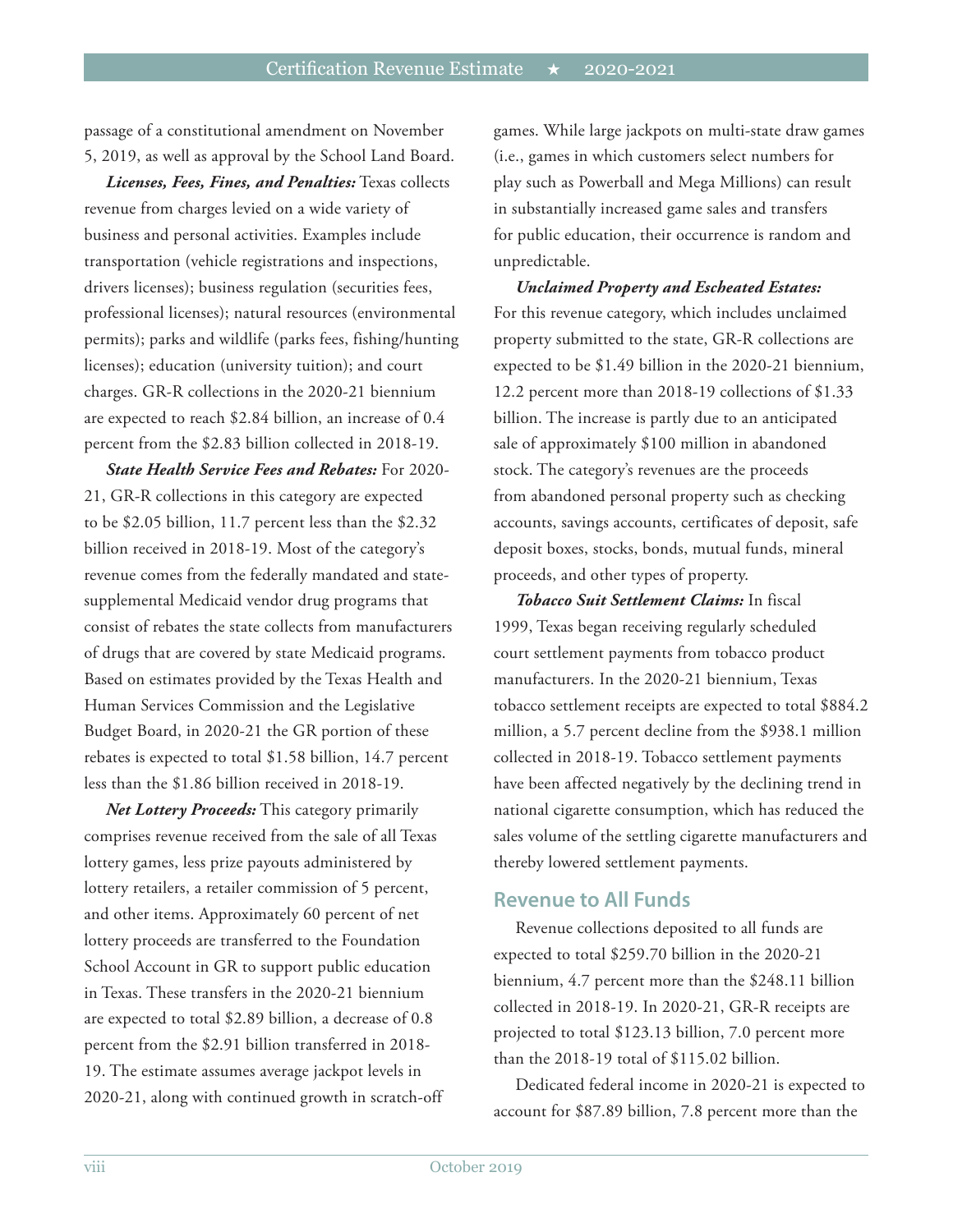passage of a constitutional amendment on November 5, 2019, as well as approval by the School Land Board.

***Licenses, Fees, Fines, and Penalties:*** Texas collects revenue from charges levied on a wide variety of business and personal activities. Examples include transportation (vehicle registrations and inspections, drivers licenses); business regulation (securities fees, professional licenses); natural resources (environmental permits); parks and wildlife (parks fees, fishing/hunting licenses); education (university tuition); and court charges. GR-R collections in the 2020-21 biennium are expected to reach $2.84 billion, an increase of 0.4 percent from the $2.83 billion collected in 2018-19.

***State Health Service Fees and Rebates:*** For 2020-21, GR-R collections in this category are expected to be $2.05 billion, 11.7 percent less than the $2.32 billion received in 2018-19. Most of the category's revenue comes from the federally mandated and state-supplemental Medicaid vendor drug programs that consist of rebates the state collects from manufacturers of drugs that are covered by state Medicaid programs. Based on estimates provided by the Texas Health and Human Services Commission and the Legislative Budget Board, in 2020-21 the GR portion of these rebates is expected to total $1.58 billion, 14.7 percent less than the $1.86 billion received in 2018-19.

***Net Lottery Proceeds:*** This category primarily comprises revenue received from the sale of all Texas lottery games, less prize payouts administered by lottery retailers, a retailer commission of 5 percent, and other items. Approximately 60 percent of net lottery proceeds are transferred to the Foundation School Account in GR to support public education in Texas. These transfers in the 2020-21 biennium are expected to total $2.89 billion, a decrease of 0.8 percent from the $2.91 billion transferred in 2018-19. The estimate assumes average jackpot levels in 2020-21, along with continued growth in scratch-off games. While large jackpots on multi-state draw games (i.e., games in which customers select numbers for play such as Powerball and Mega Millions) can result in substantially increased game sales and transfers for public education, their occurrence is random and unpredictable.

***Unclaimed Property and Escheated Estates:*** For this revenue category, which includes unclaimed property submitted to the state, GR-R collections are expected to be $1.49 billion in the 2020-21 biennium, 12.2 percent more than 2018-19 collections of $1.33 billion. The increase is partly due to an anticipated sale of approximately $100 million in abandoned stock. The category's revenues are the proceeds from abandoned personal property such as checking accounts, savings accounts, certificates of deposit, safe deposit boxes, stocks, bonds, mutual funds, mineral proceeds, and other types of property.

***Tobacco Suit Settlement Claims:*** In fiscal 1999, Texas began receiving regularly scheduled court settlement payments from tobacco product manufacturers. In the 2020-21 biennium, Texas tobacco settlement receipts are expected to total $884.2 million, a 5.7 percent decline from the $938.1 million collected in 2018-19. Tobacco settlement payments have been affected negatively by the declining trend in national cigarette consumption, which has reduced the sales volume of the settling cigarette manufacturers and thereby lowered settlement payments.

## Revenue to All Funds

Revenue collections deposited to all funds are expected to total $259.70 billion in the 2020-21 biennium, 4.7 percent more than the $248.11 billion collected in 2018-19. In 2020-21, GR-R receipts are projected to total $123.13 billion, 7.0 percent more than the 2018-19 total of $115.02 billion.

Dedicated federal income in 2020-21 is expected to account for $87.89 billion, 7.8 percent more than the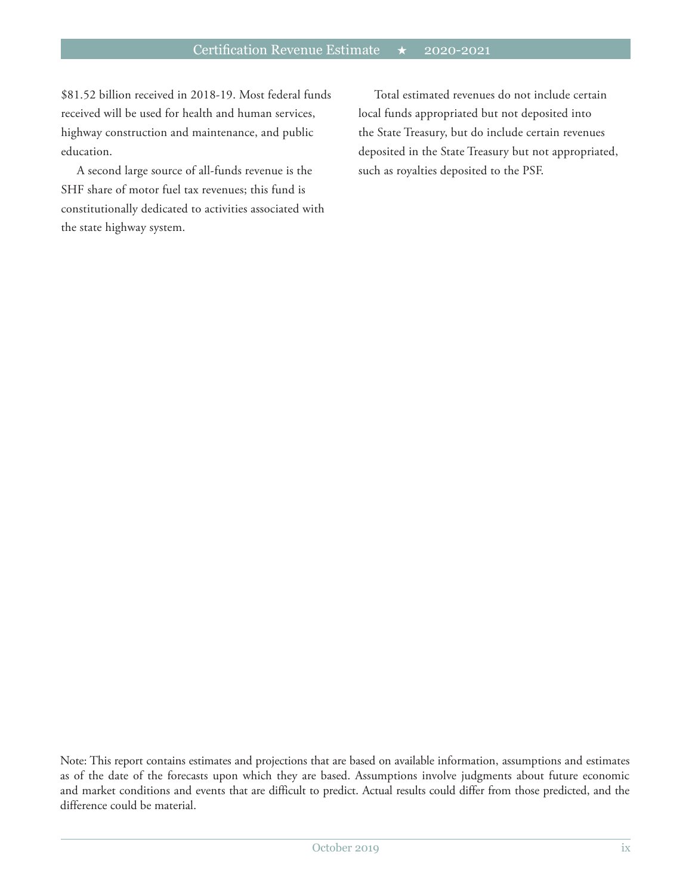$81.52 billion received in 2018-19. Most federal funds received will be used for health and human services, highway construction and maintenance, and public education.

A second large source of all-funds revenue is the SHF share of motor fuel tax revenues; this fund is constitutionally dedicated to activities associated with the state highway system.

Total estimated revenues do not include certain local funds appropriated but not deposited into the State Treasury, but do include certain revenues deposited in the State Treasury but not appropriated, such as royalties deposited to the PSF.

Note: This report contains estimates and projections that are based on available information, assumptions and estimates as of the date of the forecasts upon which they are based. Assumptions involve judgments about future economic and market conditions and events that are difficult to predict. Actual results could differ from those predicted, and the difference could be material.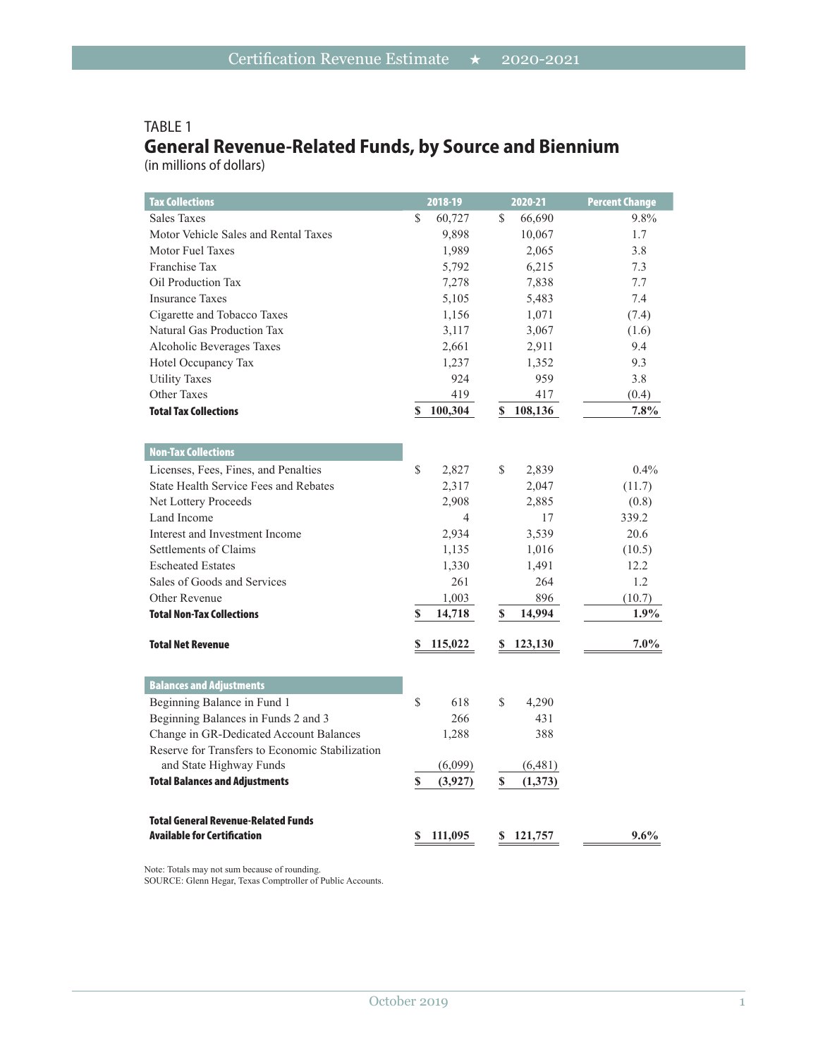TABLE 1

## General Revenue-Related Funds, by Source and Biennium

(in millions of dollars)

| Tax Collections | 2018-19 | 2020-21 | Percent Change |
|---|---|---|---|
| Sales Taxes | $ 60,727 | $ 66,690 | 9.8% |
| Motor Vehicle Sales and Rental Taxes | 9,898 | 10,067 | 1.7 |
| Motor Fuel Taxes | 1,989 | 2,065 | 3.8 |
| Franchise Tax | 5,792 | 6,215 | 7.3 |
| Oil Production Tax | 7,278 | 7,838 | 7.7 |
| Insurance Taxes | 5,105 | 5,483 | 7.4 |
| Cigarette and Tobacco Taxes | 1,156 | 1,071 | (7.4) |
| Natural Gas Production Tax | 3,117 | 3,067 | (1.6) |
| Alcoholic Beverages Taxes | 2,661 | 2,911 | 9.4 |
| Hotel Occupancy Tax | 1,237 | 1,352 | 9.3 |
| Utility Taxes | 924 | 959 | 3.8 |
| Other Taxes | 419 | 417 | (0.4) |
| **Total Tax Collections** | **$ 100,304** | **$ 108,136** | **7.8%** |
| **Non-Tax Collections** | | | |
| Licenses, Fees, Fines, and Penalties | $ 2,827 | $ 2,839 | 0.4% |
| State Health Service Fees and Rebates | 2,317 | 2,047 | (11.7) |
| Net Lottery Proceeds | 2,908 | 2,885 | (0.8) |
| Land Income | 4 | 17 | 339.2 |
| Interest and Investment Income | 2,934 | 3,539 | 20.6 |
| Settlements of Claims | 1,135 | 1,016 | (10.5) |
| Escheated Estates | 1,330 | 1,491 | 12.2 |
| Sales of Goods and Services | 261 | 264 | 1.2 |
| Other Revenue | 1,003 | 896 | (10.7) |
| **Total Non-Tax Collections** | **$ 14,718** | **$ 14,994** | **1.9%** |
| **Total Net Revenue** | **$ 115,022** | **$ 123,130** | **7.0%** |
| **Balances and Adjustments** | | | |
| Beginning Balance in Fund 1 | $ 618 | $ 4,290 | |
| Beginning Balances in Funds 2 and 3 | 266 | 431 | |
| Change in GR-Dedicated Account Balances | 1,288 | 388 | |
| Reserve for Transfers to Economic Stabilization and State Highway Funds | (6,099) | (6,481) | |
| **Total Balances and Adjustments** | **$ (3,927)** | **$ (1,373)** | |
| **Total General Revenue-Related Funds Available for Certification** | **$ 111,095** | **$ 121,757** | **9.6%** |

Note: Totals may not sum because of rounding.
SOURCE: Glenn Hegar, Texas Comptroller of Public Accounts.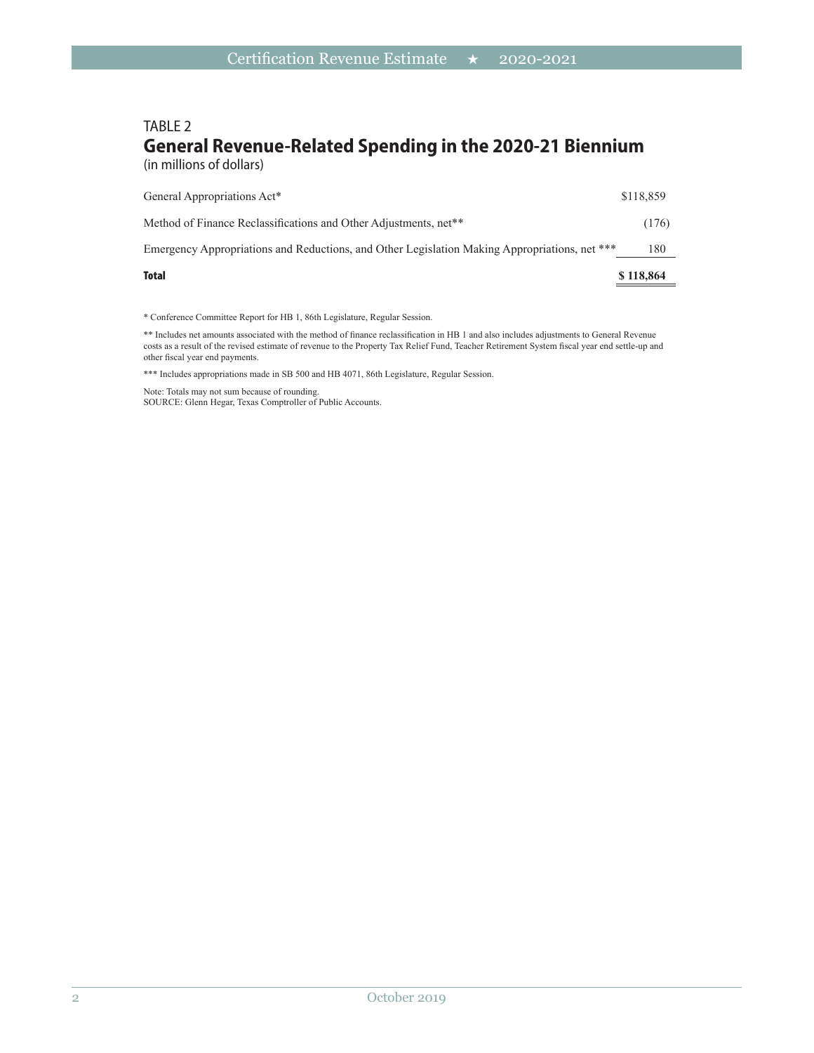TABLE 2

## General Revenue-Related Spending in the 2020-21 Biennium

(in millions of dollars)

| | |
|---|---|
| General Appropriations Act* | $118,859 |
| Method of Finance Reclassifications and Other Adjustments, net** | (176) |
| Emergency Appropriations and Reductions, and Other Legislation Making Appropriations, net *** | 180 |
| **Total** | **$ 118,864** |

* Conference Committee Report for HB 1, 86th Legislature, Regular Session.

** Includes net amounts associated with the method of finance reclassification in HB 1 and also includes adjustments to General Revenue costs as a result of the revised estimate of revenue to the Property Tax Relief Fund, Teacher Retirement System fiscal year end settle-up and other fiscal year end payments.

*** Includes appropriations made in SB 500 and HB 4071, 86th Legislature, Regular Session.

Note: Totals may not sum because of rounding.
SOURCE: Glenn Hegar, Texas Comptroller of Public Accounts.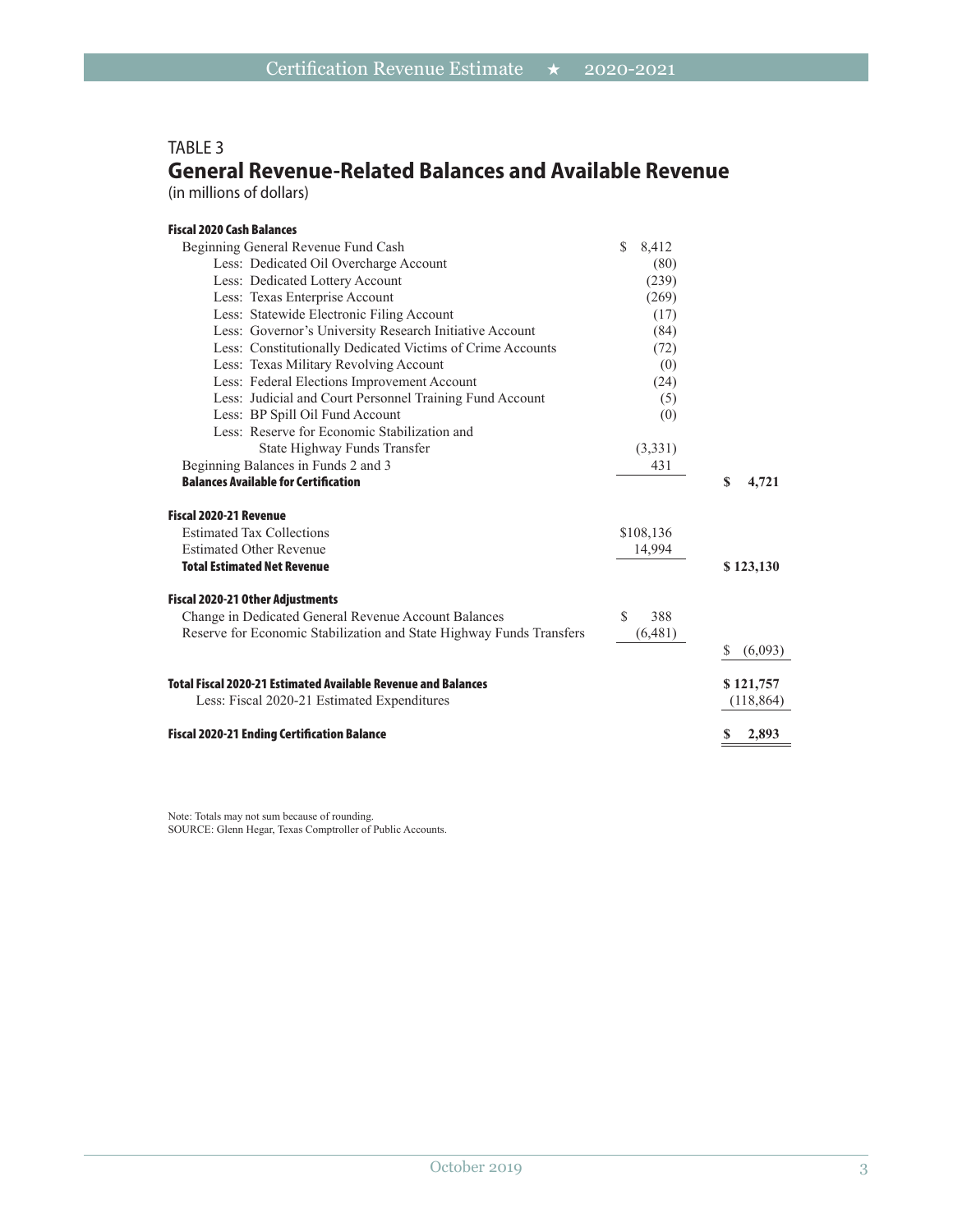## TABLE 3
# General Revenue-Related Balances and Available Revenue

(in millions of dollars)

| | | |
|---|---|---|
| **Fiscal 2020 Cash Balances** | | |
| Beginning General Revenue Fund Cash | $ 8,412 | |
| Less: Dedicated Oil Overcharge Account | (80) | |
| Less: Dedicated Lottery Account | (239) | |
| Less: Texas Enterprise Account | (269) | |
| Less: Statewide Electronic Filing Account | (17) | |
| Less: Governor's University Research Initiative Account | (84) | |
| Less: Constitutionally Dedicated Victims of Crime Accounts | (72) | |
| Less: Texas Military Revolving Account | (0) | |
| Less: Federal Elections Improvement Account | (24) | |
| Less: Judicial and Court Personnel Training Fund Account | (5) | |
| Less: BP Spill Oil Fund Account | (0) | |
| Less: Reserve for Economic Stabilization and State Highway Funds Transfer | (3,331) | |
| Beginning Balances in Funds 2 and 3 | 431 | |
| **Balances Available for Certification** | | **$ 4,721** |
| **Fiscal 2020-21 Revenue** | | |
| Estimated Tax Collections | $108,136 | |
| Estimated Other Revenue | 14,994 | |
| **Total Estimated Net Revenue** | | **$ 123,130** |
| **Fiscal 2020-21 Other Adjustments** | | |
| Change in Dedicated General Revenue Account Balances | $ 388 | |
| Reserve for Economic Stabilization and State Highway Funds Transfers | (6,481) | |
| | | $ (6,093) |
| **Total Fiscal 2020-21 Estimated Available Revenue and Balances** | | **$ 121,757** |
| Less: Fiscal 2020-21 Estimated Expenditures | | (118,864) |
| **Fiscal 2020-21 Ending Certification Balance** | | **$ 2,893** |

Note: Totals may not sum because of rounding.
SOURCE: Glenn Hegar, Texas Comptroller of Public Accounts.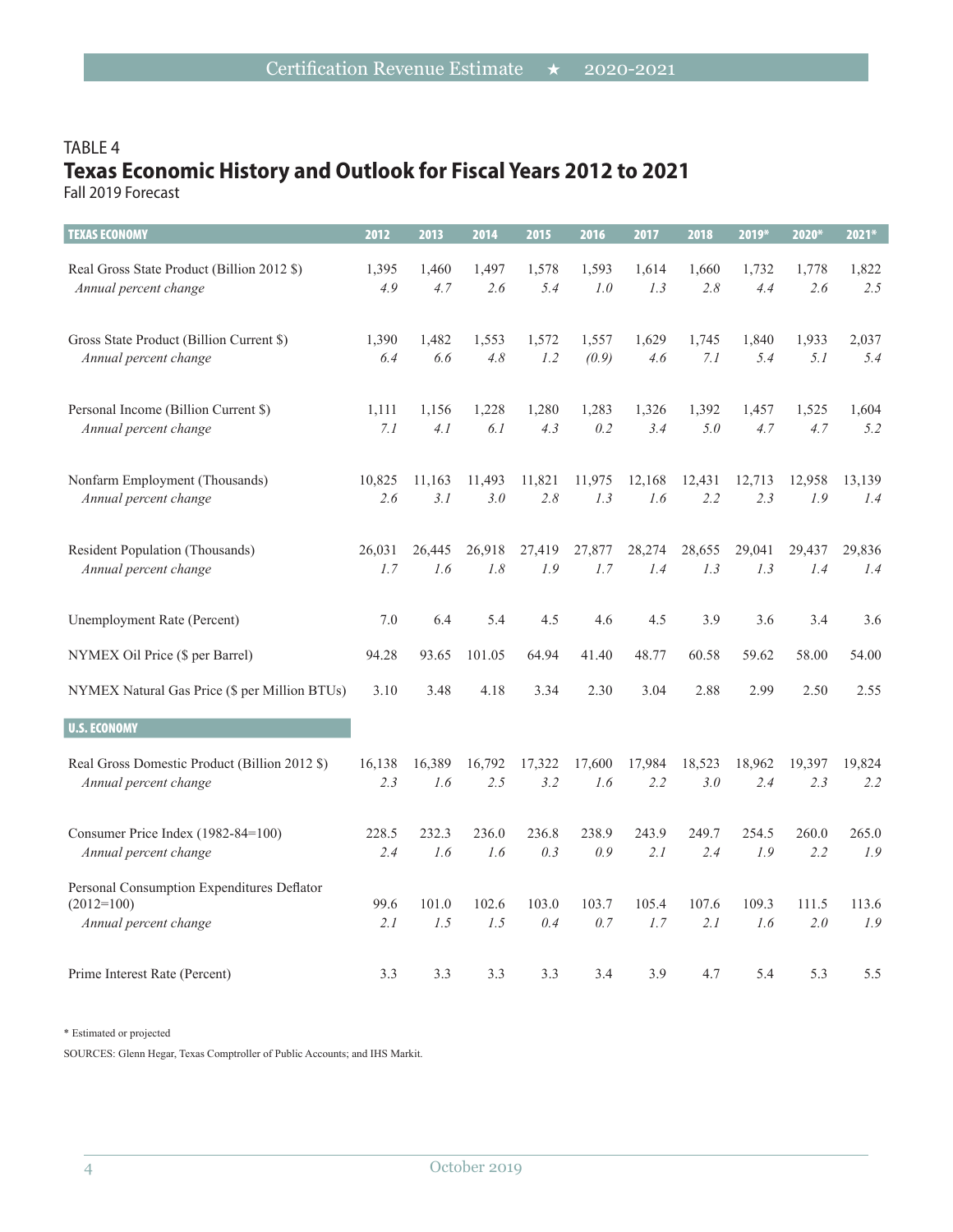TABLE 4

## Texas Economic History and Outlook for Fiscal Years 2012 to 2021

Fall 2019 Forecast

| TEXAS ECONOMY | 2012 | 2013 | 2014 | 2015 | 2016 | 2017 | 2018 | 2019* | 2020* | 2021* |
|---|---|---|---|---|---|---|---|---|---|---|
| Real Gross State Product (Billion 2012 $) | 1,395 | 1,460 | 1,497 | 1,578 | 1,593 | 1,614 | 1,660 | 1,732 | 1,778 | 1,822 |
| *Annual percent change* | *4.9* | *4.7* | *2.6* | *5.4* | *1.0* | *1.3* | *2.8* | *4.4* | *2.6* | *2.5* |
| Gross State Product (Billion Current $) | 1,390 | 1,482 | 1,553 | 1,572 | 1,557 | 1,629 | 1,745 | 1,840 | 1,933 | 2,037 |
| *Annual percent change* | *6.4* | *6.6* | *4.8* | *1.2* | *(0.9)* | *4.6* | *7.1* | *5.4* | *5.1* | *5.4* |
| Personal Income (Billion Current $) | 1,111 | 1,156 | 1,228 | 1,280 | 1,283 | 1,326 | 1,392 | 1,457 | 1,525 | 1,604 |
| *Annual percent change* | *7.1* | *4.1* | *6.1* | *4.3* | *0.2* | *3.4* | *5.0* | *4.7* | *4.7* | *5.2* |
| Nonfarm Employment (Thousands) | 10,825 | 11,163 | 11,493 | 11,821 | 11,975 | 12,168 | 12,431 | 12,713 | 12,958 | 13,139 |
| *Annual percent change* | *2.6* | *3.1* | *3.0* | *2.8* | *1.3* | *1.6* | *2.2* | *2.3* | *1.9* | *1.4* |
| Resident Population (Thousands) | 26,031 | 26,445 | 26,918 | 27,419 | 27,877 | 28,274 | 28,655 | 29,041 | 29,437 | 29,836 |
| *Annual percent change* | *1.7* | *1.6* | *1.8* | *1.9* | *1.7* | *1.4* | *1.3* | *1.3* | *1.4* | *1.4* |
| Unemployment Rate (Percent) | 7.0 | 6.4 | 5.4 | 4.5 | 4.6 | 4.5 | 3.9 | 3.6 | 3.4 | 3.6 |
| NYMEX Oil Price ($ per Barrel) | 94.28 | 93.65 | 101.05 | 64.94 | 41.40 | 48.77 | 60.58 | 59.62 | 58.00 | 54.00 |
| NYMEX Natural Gas Price ($ per Million BTUs) | 3.10 | 3.48 | 4.18 | 3.34 | 2.30 | 3.04 | 2.88 | 2.99 | 2.50 | 2.55 |
| **U.S. ECONOMY** | | | | | | | | | | |
| Real Gross Domestic Product (Billion 2012 $) | 16,138 | 16,389 | 16,792 | 17,322 | 17,600 | 17,984 | 18,523 | 18,962 | 19,397 | 19,824 |
| *Annual percent change* | *2.3* | *1.6* | *2.5* | *3.2* | *1.6* | *2.2* | *3.0* | *2.4* | *2.3* | *2.2* |
| Consumer Price Index (1982-84=100) | 228.5 | 232.3 | 236.0 | 236.8 | 238.9 | 243.9 | 249.7 | 254.5 | 260.0 | 265.0 |
| *Annual percent change* | *2.4* | *1.6* | *1.6* | *0.3* | *0.9* | *2.1* | *2.4* | *1.9* | *2.2* | *1.9* |
| Personal Consumption Expenditures Deflator (2012=100) | 99.6 | 101.0 | 102.6 | 103.0 | 103.7 | 105.4 | 107.6 | 109.3 | 111.5 | 113.6 |
| *Annual percent change* | *2.1* | *1.5* | *1.5* | *0.4* | *0.7* | *1.7* | *2.1* | *1.6* | *2.0* | *1.9* |
| Prime Interest Rate (Percent) | 3.3 | 3.3 | 3.3 | 3.3 | 3.4 | 3.9 | 4.7 | 5.4 | 5.3 | 5.5 |

\* Estimated or projected

SOURCES: Glenn Hegar, Texas Comptroller of Public Accounts; and IHS Markit.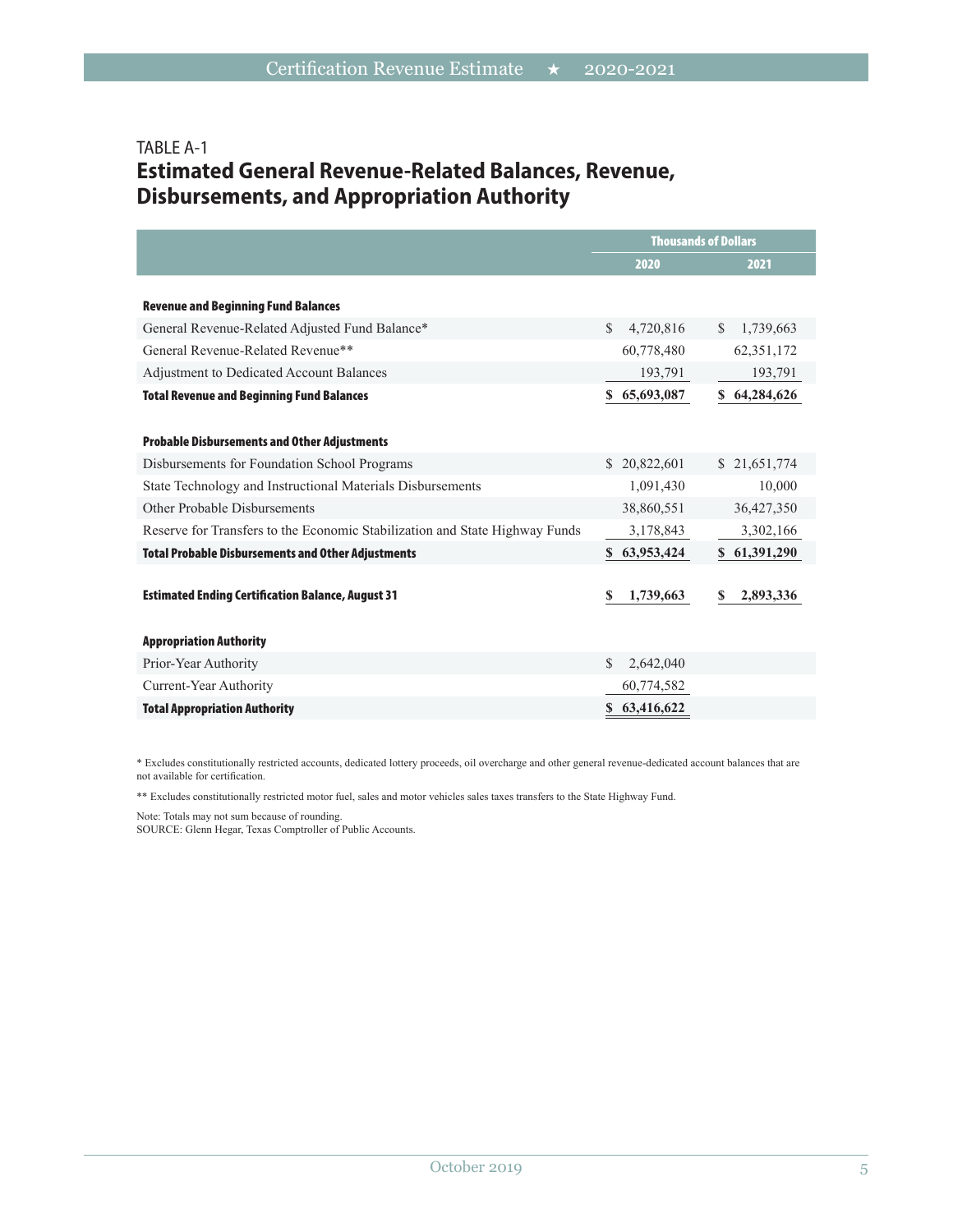TABLE A-1

## Estimated General Revenue-Related Balances, Revenue, Disbursements, and Appropriation Authority

| | Thousands of Dollars | |
|---|---|---|
| | **2020** | **2021** |
| **Revenue and Beginning Fund Balances** | | |
| General Revenue-Related Adjusted Fund Balance* | $ 4,720,816 | $ 1,739,663 |
| General Revenue-Related Revenue** | 60,778,480 | 62,351,172 |
| Adjustment to Dedicated Account Balances | 193,791 | 193,791 |
| **Total Revenue and Beginning Fund Balances** | **$ 65,693,087** | **$ 64,284,626** |
| **Probable Disbursements and Other Adjustments** | | |
| Disbursements for Foundation School Programs | $ 20,822,601 | $ 21,651,774 |
| State Technology and Instructional Materials Disbursements | 1,091,430 | 10,000 |
| Other Probable Disbursements | 38,860,551 | 36,427,350 |
| Reserve for Transfers to the Economic Stabilization and State Highway Funds | 3,178,843 | 3,302,166 |
| **Total Probable Disbursements and Other Adjustments** | **$ 63,953,424** | **$ 61,391,290** |
| **Estimated Ending Certification Balance, August 31** | **$ 1,739,663** | **$ 2,893,336** |
| **Appropriation Authority** | | |
| Prior-Year Authority | $ 2,642,040 | |
| Current-Year Authority | 60,774,582 | |
| **Total Appropriation Authority** | **$ 63,416,622** | |

* Excludes constitutionally restricted accounts, dedicated lottery proceeds, oil overcharge and other general revenue-dedicated account balances that are not available for certification.

** Excludes constitutionally restricted motor fuel, sales and motor vehicles sales taxes transfers to the State Highway Fund.

Note: Totals may not sum because of rounding.
SOURCE: Glenn Hegar, Texas Comptroller of Public Accounts.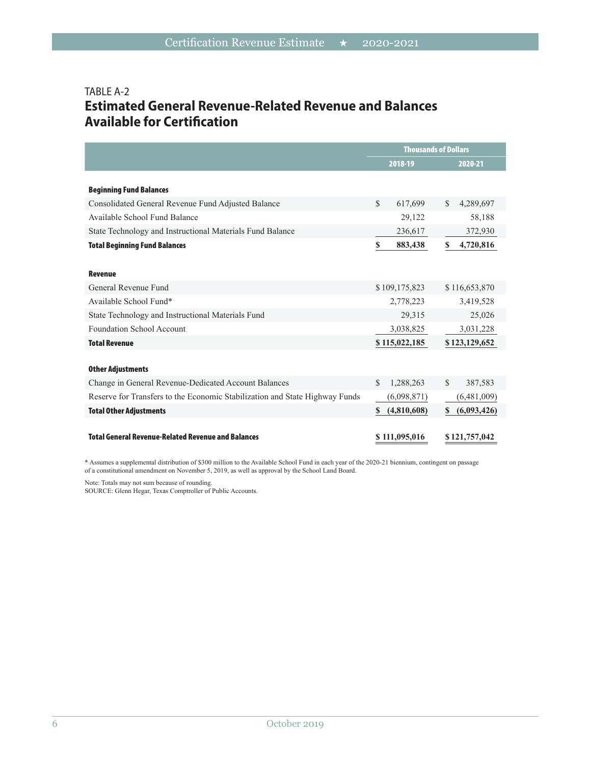TABLE A-2

## Estimated General Revenue-Related Revenue and Balances Available for Certification

| | Thousands of Dollars | |
|---|---|---|
| | 2018-19 | 2020-21 |
| **Beginning Fund Balances** | | |
| Consolidated General Revenue Fund Adjusted Balance | $ 617,699 | $ 4,289,697 |
| Available School Fund Balance | 29,122 | 58,188 |
| State Technology and Instructional Materials Fund Balance | 236,617 | 372,930 |
| **Total Beginning Fund Balances** | **$ 883,438** | **$ 4,720,816** |
| **Revenue** | | |
| General Revenue Fund | $ 109,175,823 | $ 116,653,870 |
| Available School Fund* | 2,778,223 | 3,419,528 |
| State Technology and Instructional Materials Fund | 29,315 | 25,026 |
| Foundation School Account | 3,038,825 | 3,031,228 |
| **Total Revenue** | **$ 115,022,185** | **$ 123,129,652** |
| **Other Adjustments** | | |
| Change in General Revenue-Dedicated Account Balances | $ 1,288,263 | $ 387,583 |
| Reserve for Transfers to the Economic Stabilization and State Highway Funds | (6,098,871) | (6,481,009) |
| **Total Other Adjustments** | **$ (4,810,608)** | **$ (6,093,426)** |
| **Total General Revenue-Related Revenue and Balances** | **$ 111,095,016** | **$ 121,757,042** |

* Assumes a supplemental distribution of $300 million to the Available School Fund in each year of the 2020-21 biennium, contingent on passage of a constitutional amendment on November 5, 2019, as well as approval by the School Land Board.

Note: Totals may not sum because of rounding.
SOURCE: Glenn Hegar, Texas Comptroller of Public Accounts.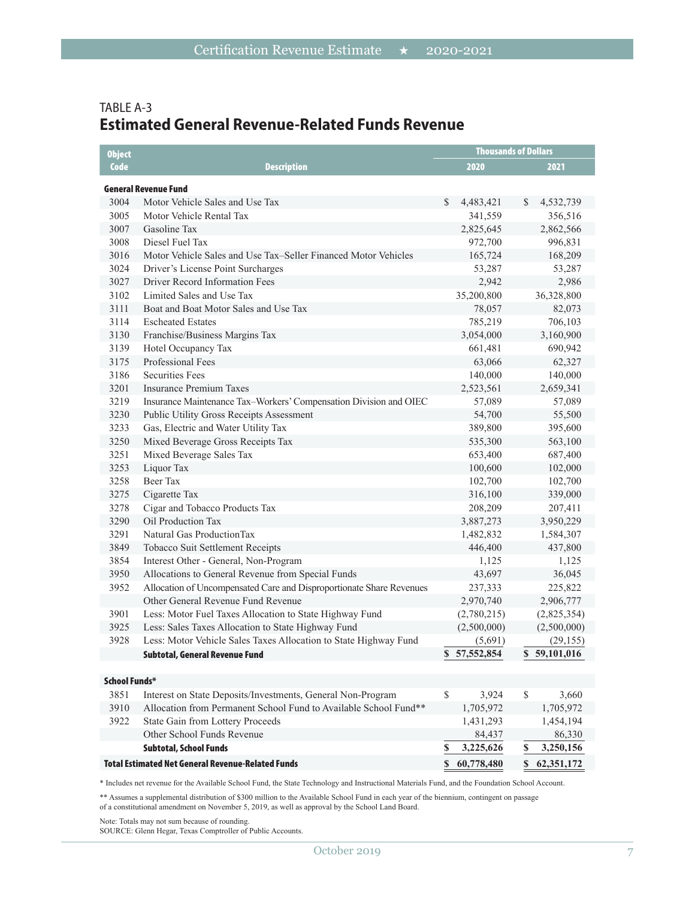TABLE A-3

## Estimated General Revenue-Related Funds Revenue

| Object Code | Description | Thousands of Dollars | |
|---|---|---|---|
| | | 2020 | 2021 |
| **General Revenue Fund** | | | |
| 3004 | Motor Vehicle Sales and Use Tax | $ 4,483,421 | $ 4,532,739 |
| 3005 | Motor Vehicle Rental Tax | 341,559 | 356,516 |
| 3007 | Gasoline Tax | 2,825,645 | 2,862,566 |
| 3008 | Diesel Fuel Tax | 972,700 | 996,831 |
| 3016 | Motor Vehicle Sales and Use Tax–Seller Financed Motor Vehicles | 165,724 | 168,209 |
| 3024 | Driver's License Point Surcharges | 53,287 | 53,287 |
| 3027 | Driver Record Information Fees | 2,942 | 2,986 |
| 3102 | Limited Sales and Use Tax | 35,200,800 | 36,328,800 |
| 3111 | Boat and Boat Motor Sales and Use Tax | 78,057 | 82,073 |
| 3114 | Escheated Estates | 785,219 | 706,103 |
| 3130 | Franchise/Business Margins Tax | 3,054,000 | 3,160,900 |
| 3139 | Hotel Occupancy Tax | 661,481 | 690,942 |
| 3175 | Professional Fees | 63,066 | 62,327 |
| 3186 | Securities Fees | 140,000 | 140,000 |
| 3201 | Insurance Premium Taxes | 2,523,561 | 2,659,341 |
| 3219 | Insurance Maintenance Tax–Workers' Compensation Division and OIEC | 57,089 | 57,089 |
| 3230 | Public Utility Gross Receipts Assessment | 54,700 | 55,500 |
| 3233 | Gas, Electric and Water Utility Tax | 389,800 | 395,600 |
| 3250 | Mixed Beverage Gross Receipts Tax | 535,300 | 563,100 |
| 3251 | Mixed Beverage Sales Tax | 653,400 | 687,400 |
| 3253 | Liquor Tax | 100,600 | 102,000 |
| 3258 | Beer Tax | 102,700 | 102,700 |
| 3275 | Cigarette Tax | 316,100 | 339,000 |
| 3278 | Cigar and Tobacco Products Tax | 208,209 | 207,411 |
| 3290 | Oil Production Tax | 3,887,273 | 3,950,229 |
| 3291 | Natural Gas ProductionTax | 1,482,832 | 1,584,307 |
| 3849 | Tobacco Suit Settlement Receipts | 446,400 | 437,800 |
| 3854 | Interest Other - General, Non-Program | 1,125 | 1,125 |
| 3950 | Allocations to General Revenue from Special Funds | 43,697 | 36,045 |
| 3952 | Allocation of Uncompensated Care and Disproportionate Share Revenues | 237,333 | 225,822 |
| | Other General Revenue Fund Revenue | 2,970,740 | 2,906,777 |
| 3901 | Less: Motor Fuel Taxes Allocation to State Highway Fund | (2,780,215) | (2,825,354) |
| 3925 | Less: Sales Taxes Allocation to State Highway Fund | (2,500,000) | (2,500,000) |
| 3928 | Less: Motor Vehicle Sales Taxes Allocation to State Highway Fund | (5,691) | (29,155) |
| | **Subtotal, General Revenue Fund** | **$ 57,552,854** | **$ 59,101,016** |
| **School Funds*** | | | |
| 3851 | Interest on State Deposits/Investments, General Non-Program | $ 3,924 | $ 3,660 |
| 3910 | Allocation from Permanent School Fund to Available School Fund** | 1,705,972 | 1,705,972 |
| 3922 | State Gain from Lottery Proceeds | 1,431,293 | 1,454,194 |
| | Other School Funds Revenue | 84,437 | 86,330 |
| | **Subtotal, School Funds** | **$ 3,225,626** | **$ 3,250,156** |
| **Total Estimated Net General Revenue-Related Funds** | | **$ 60,778,480** | **$ 62,351,172** |

* Includes net revenue for the Available School Fund, the State Technology and Instructional Materials Fund, and the Foundation School Account.

** Assumes a supplemental distribution of $300 million to the Available School Fund in each year of the biennium, contingent on passage of a constitutional amendment on November 5, 2019, as well as approval by the School Land Board.

Note: Totals may not sum because of rounding.
SOURCE: Glenn Hegar, Texas Comptroller of Public Accounts.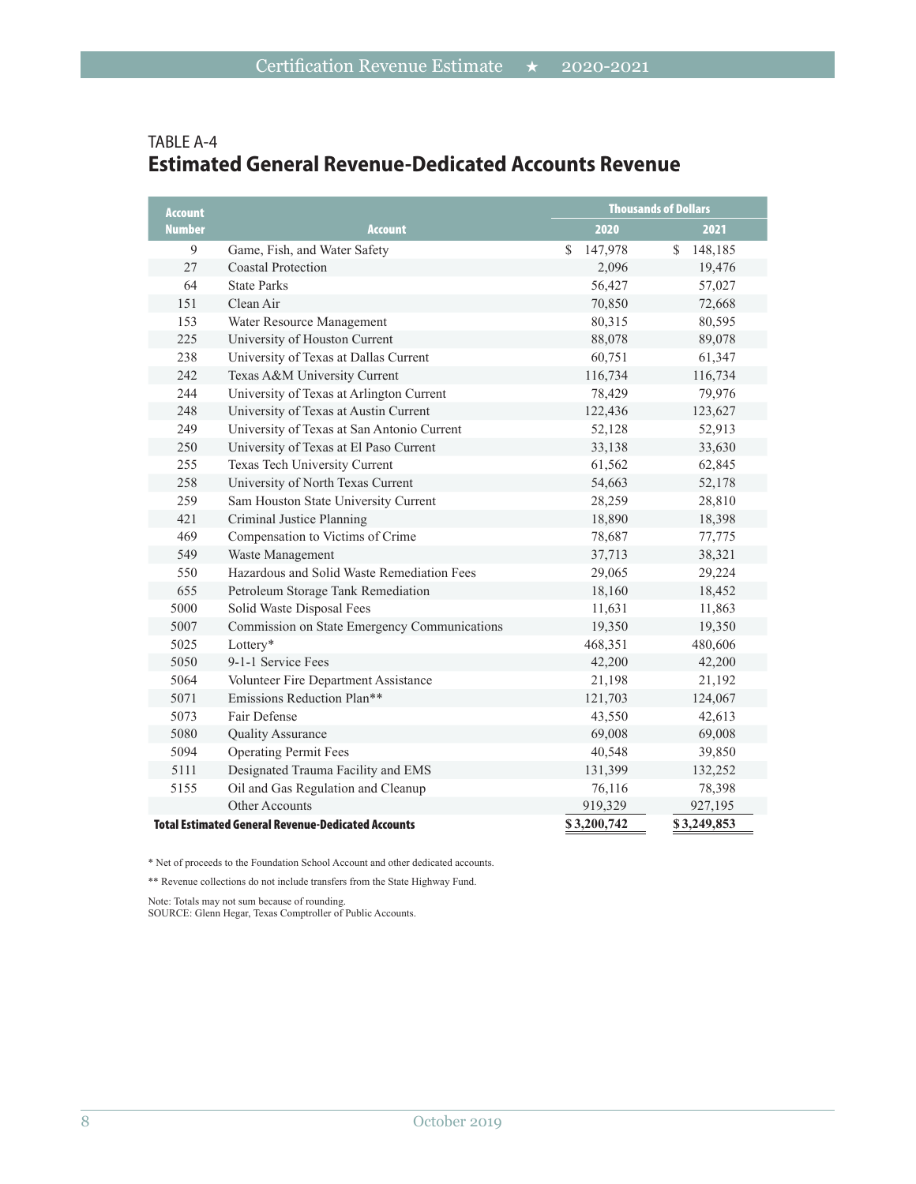TABLE A-4

## Estimated General Revenue-Dedicated Accounts Revenue

| Account Number | Account | Thousands of Dollars | |
|---|---|---|---|
| | | 2020 | 2021 |
| 9 | Game, Fish, and Water Safety | $ 147,978 | $ 148,185 |
| 27 | Coastal Protection | 2,096 | 19,476 |
| 64 | State Parks | 56,427 | 57,027 |
| 151 | Clean Air | 70,850 | 72,668 |
| 153 | Water Resource Management | 80,315 | 80,595 |
| 225 | University of Houston Current | 88,078 | 89,078 |
| 238 | University of Texas at Dallas Current | 60,751 | 61,347 |
| 242 | Texas A&M University Current | 116,734 | 116,734 |
| 244 | University of Texas at Arlington Current | 78,429 | 79,976 |
| 248 | University of Texas at Austin Current | 122,436 | 123,627 |
| 249 | University of Texas at San Antonio Current | 52,128 | 52,913 |
| 250 | University of Texas at El Paso Current | 33,138 | 33,630 |
| 255 | Texas Tech University Current | 61,562 | 62,845 |
| 258 | University of North Texas Current | 54,663 | 52,178 |
| 259 | Sam Houston State University Current | 28,259 | 28,810 |
| 421 | Criminal Justice Planning | 18,890 | 18,398 |
| 469 | Compensation to Victims of Crime | 78,687 | 77,775 |
| 549 | Waste Management | 37,713 | 38,321 |
| 550 | Hazardous and Solid Waste Remediation Fees | 29,065 | 29,224 |
| 655 | Petroleum Storage Tank Remediation | 18,160 | 18,452 |
| 5000 | Solid Waste Disposal Fees | 11,631 | 11,863 |
| 5007 | Commission on State Emergency Communications | 19,350 | 19,350 |
| 5025 | Lottery* | 468,351 | 480,606 |
| 5050 | 9-1-1 Service Fees | 42,200 | 42,200 |
| 5064 | Volunteer Fire Department Assistance | 21,198 | 21,192 |
| 5071 | Emissions Reduction Plan** | 121,703 | 124,067 |
| 5073 | Fair Defense | 43,550 | 42,613 |
| 5080 | Quality Assurance | 69,008 | 69,008 |
| 5094 | Operating Permit Fees | 40,548 | 39,850 |
| 5111 | Designated Trauma Facility and EMS | 131,399 | 132,252 |
| 5155 | Oil and Gas Regulation and Cleanup | 76,116 | 78,398 |
| | Other Accounts | 919,329 | 927,195 |
| **Total Estimated General Revenue-Dedicated Accounts** | | **$ 3,200,742** | **$ 3,249,853** |

* Net of proceeds to the Foundation School Account and other dedicated accounts.

** Revenue collections do not include transfers from the State Highway Fund.

Note: Totals may not sum because of rounding.
SOURCE: Glenn Hegar, Texas Comptroller of Public Accounts.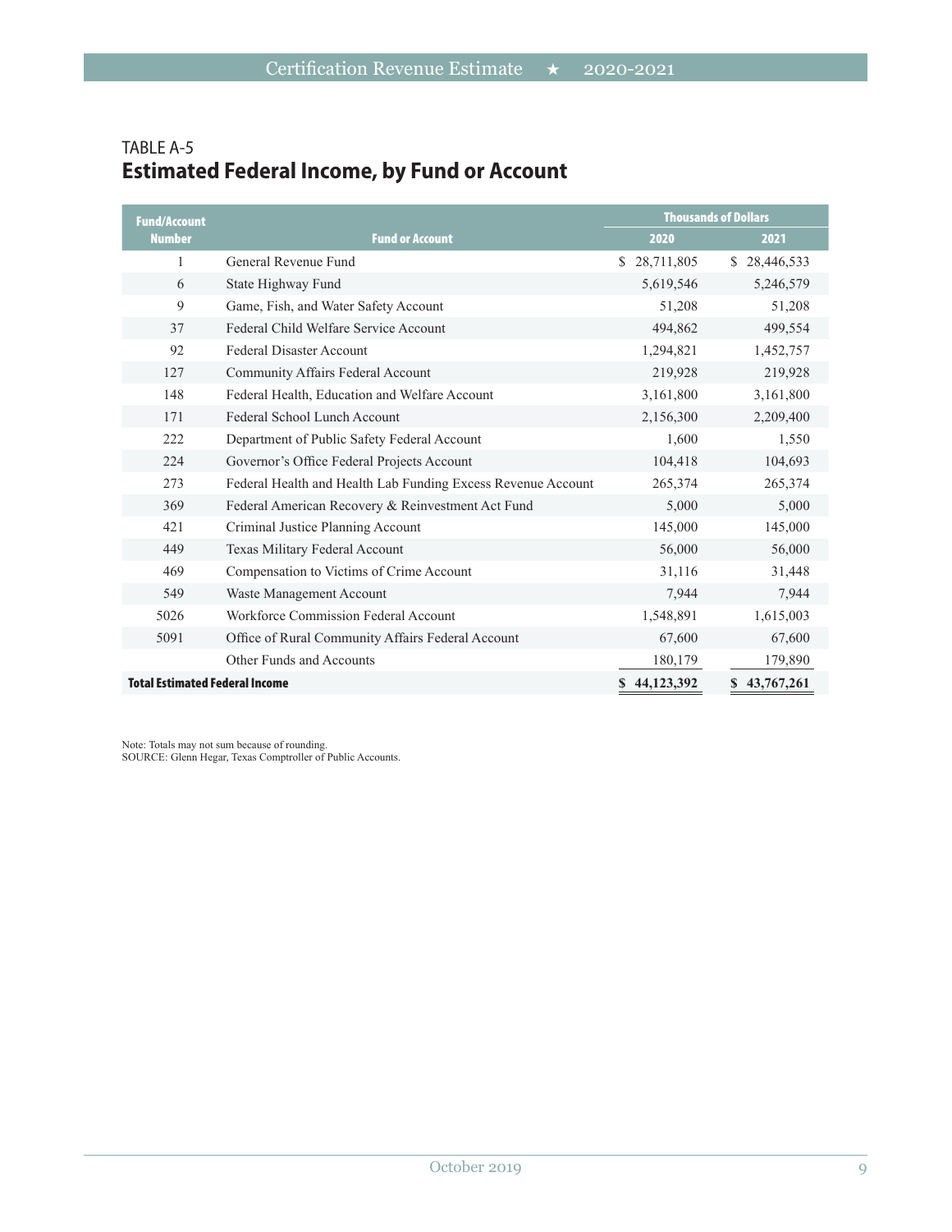TABLE A-5

## Estimated Federal Income, by Fund or Account

| Fund/Account Number | Fund or Account | Thousands of Dollars | |
|---|---|---|---|
| | | 2020 | 2021 |
| 1 | General Revenue Fund | $ 28,711,805 | $ 28,446,533 |
| 6 | State Highway Fund | 5,619,546 | 5,246,579 |
| 9 | Game, Fish, and Water Safety Account | 51,208 | 51,208 |
| 37 | Federal Child Welfare Service Account | 494,862 | 499,554 |
| 92 | Federal Disaster Account | 1,294,821 | 1,452,757 |
| 127 | Community Affairs Federal Account | 219,928 | 219,928 |
| 148 | Federal Health, Education and Welfare Account | 3,161,800 | 3,161,800 |
| 171 | Federal School Lunch Account | 2,156,300 | 2,209,400 |
| 222 | Department of Public Safety Federal Account | 1,600 | 1,550 |
| 224 | Governor's Office Federal Projects Account | 104,418 | 104,693 |
| 273 | Federal Health and Health Lab Funding Excess Revenue Account | 265,374 | 265,374 |
| 369 | Federal American Recovery & Reinvestment Act Fund | 5,000 | 5,000 |
| 421 | Criminal Justice Planning Account | 145,000 | 145,000 |
| 449 | Texas Military Federal Account | 56,000 | 56,000 |
| 469 | Compensation to Victims of Crime Account | 31,116 | 31,448 |
| 549 | Waste Management Account | 7,944 | 7,944 |
| 5026 | Workforce Commission Federal Account | 1,548,891 | 1,615,003 |
| 5091 | Office of Rural Community Affairs Federal Account | 67,600 | 67,600 |
| | Other Funds and Accounts | 180,179 | 179,890 |
| **Total Estimated Federal Income** | | **$ 44,123,392** | **$ 43,767,261** |

Note: Totals may not sum because of rounding.
SOURCE: Glenn Hegar, Texas Comptroller of Public Accounts.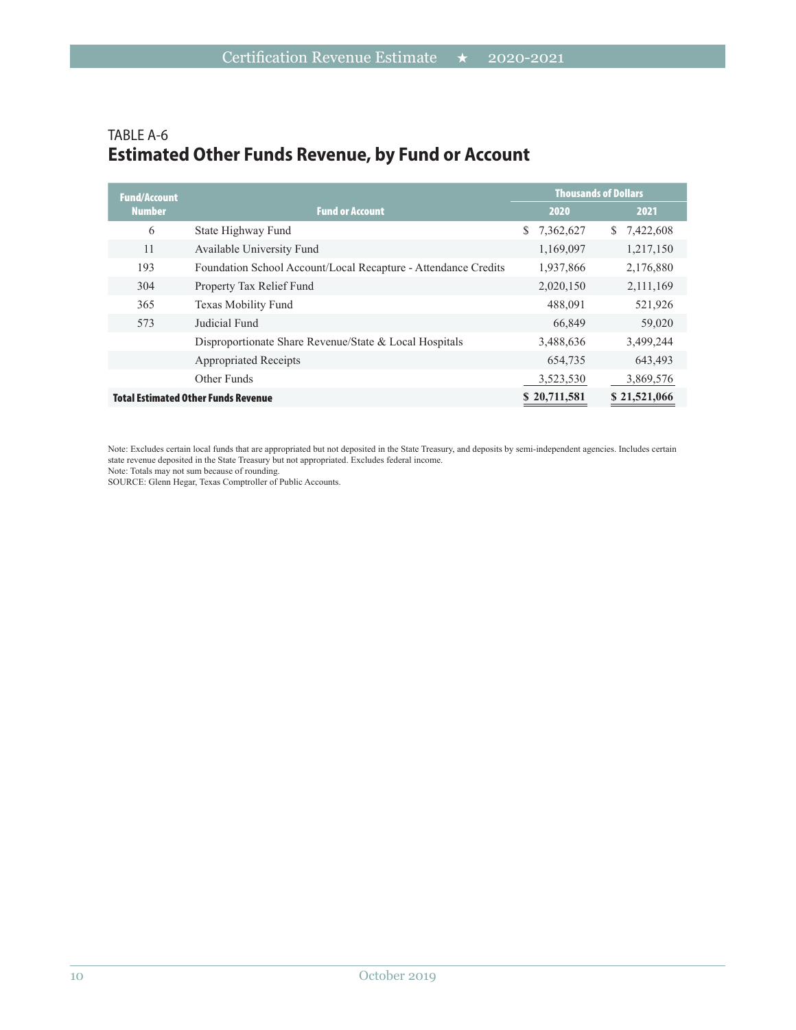TABLE A-6

## Estimated Other Funds Revenue, by Fund or Account

| Fund/Account Number | Fund or Account | Thousands of Dollars | |
|---|---|---|---|
| | | 2020 | 2021 |
| 6 | State Highway Fund | $ 7,362,627 | $ 7,422,608 |
| 11 | Available University Fund | 1,169,097 | 1,217,150 |
| 193 | Foundation School Account/Local Recapture - Attendance Credits | 1,937,866 | 2,176,880 |
| 304 | Property Tax Relief Fund | 2,020,150 | 2,111,169 |
| 365 | Texas Mobility Fund | 488,091 | 521,926 |
| 573 | Judicial Fund | 66,849 | 59,020 |
| | Disproportionate Share Revenue/State & Local Hospitals | 3,488,636 | 3,499,244 |
| | Appropriated Receipts | 654,735 | 643,493 |
| | Other Funds | 3,523,530 | 3,869,576 |
| **Total Estimated Other Funds Revenue** | | **$ 20,711,581** | **$ 21,521,066** |

Note: Excludes certain local funds that are appropriated but not deposited in the State Treasury, and deposits by semi-independent agencies. Includes certain state revenue deposited in the State Treasury but not appropriated. Excludes federal income.
Note: Totals may not sum because of rounding.
SOURCE: Glenn Hegar, Texas Comptroller of Public Accounts.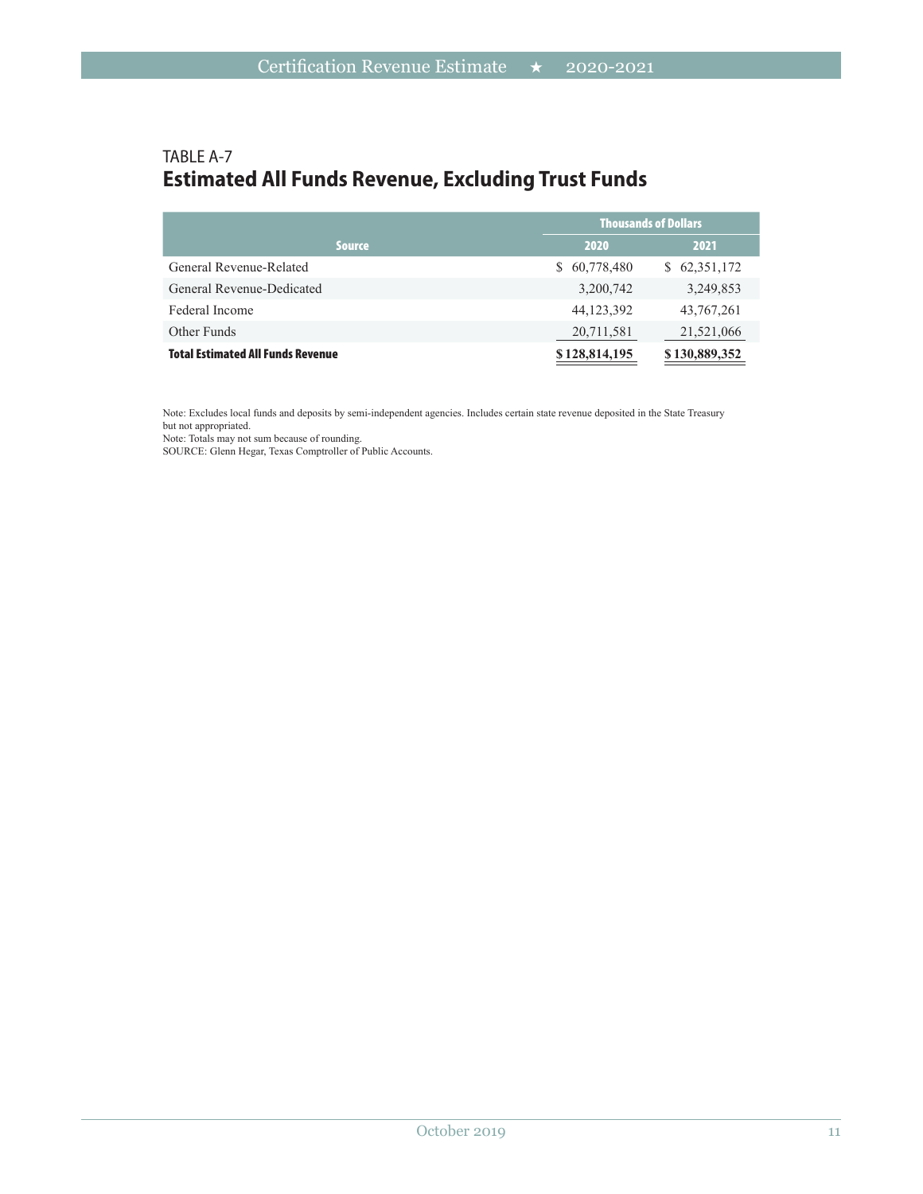TABLE A-7

## Estimated All Funds Revenue, Excluding Trust Funds

| Source | Thousands of Dollars | |
|---|---|---|
| | 2020 | 2021 |
| General Revenue-Related | $ 60,778,480 | $ 62,351,172 |
| General Revenue-Dedicated | 3,200,742 | 3,249,853 |
| Federal Income | 44,123,392 | 43,767,261 |
| Other Funds | 20,711,581 | 21,521,066 |
| **Total Estimated All Funds Revenue** | **$ 128,814,195** | **$ 130,889,352** |

Note: Excludes local funds and deposits by semi-independent agencies. Includes certain state revenue deposited in the State Treasury but not appropriated.
Note: Totals may not sum because of rounding.
SOURCE: Glenn Hegar, Texas Comptroller of Public Accounts.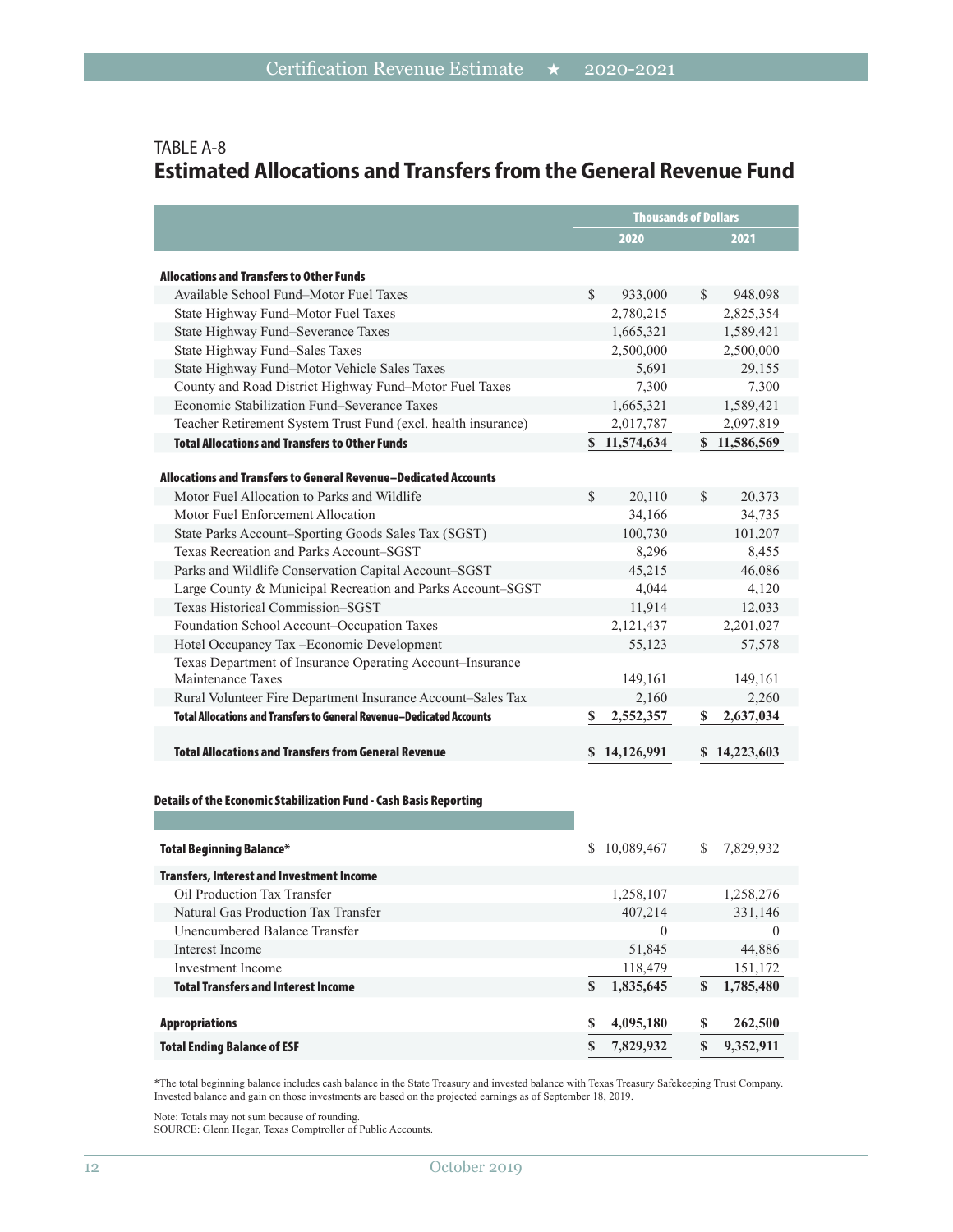TABLE A-8

## Estimated Allocations and Transfers from the General Revenue Fund

| | Thousands of Dollars | |
|---|---|---|
| | **2020** | **2021** |
| **Allocations and Transfers to Other Funds** | | |
| Available School Fund–Motor Fuel Taxes | $ 933,000 | $ 948,098 |
| State Highway Fund–Motor Fuel Taxes | 2,780,215 | 2,825,354 |
| State Highway Fund–Severance Taxes | 1,665,321 | 1,589,421 |
| State Highway Fund–Sales Taxes | 2,500,000 | 2,500,000 |
| State Highway Fund–Motor Vehicle Sales Taxes | 5,691 | 29,155 |
| County and Road District Highway Fund–Motor Fuel Taxes | 7,300 | 7,300 |
| Economic Stabilization Fund–Severance Taxes | 1,665,321 | 1,589,421 |
| Teacher Retirement System Trust Fund (excl. health insurance) | 2,017,787 | 2,097,819 |
| **Total Allocations and Transfers to Other Funds** | **$ 11,574,634** | **$ 11,586,569** |
| **Allocations and Transfers to General Revenue–Dedicated Accounts** | | |
| Motor Fuel Allocation to Parks and Wildlife | $ 20,110 | $ 20,373 |
| Motor Fuel Enforcement Allocation | 34,166 | 34,735 |
| State Parks Account–Sporting Goods Sales Tax (SGST) | 100,730 | 101,207 |
| Texas Recreation and Parks Account–SGST | 8,296 | 8,455 |
| Parks and Wildlife Conservation Capital Account–SGST | 45,215 | 46,086 |
| Large County & Municipal Recreation and Parks Account–SGST | 4,044 | 4,120 |
| Texas Historical Commission–SGST | 11,914 | 12,033 |
| Foundation School Account–Occupation Taxes | 2,121,437 | 2,201,027 |
| Hotel Occupancy Tax –Economic Development | 55,123 | 57,578 |
| Texas Department of Insurance Operating Account–Insurance Maintenance Taxes | 149,161 | 149,161 |
| Rural Volunteer Fire Department Insurance Account–Sales Tax | 2,160 | 2,260 |
| **Total Allocations and Transfers to General Revenue–Dedicated Accounts** | **$ 2,552,357** | **$ 2,637,034** |
| **Total Allocations and Transfers from General Revenue** | **$ 14,126,991** | **$ 14,223,603** |

**Details of the Economic Stabilization Fund - Cash Basis Reporting**

| | | |
|---|---|---|
| **Total Beginning Balance*** | $ 10,089,467 | $ 7,829,932 |
| **Transfers, Interest and Investment Income** | | |
| Oil Production Tax Transfer | 1,258,107 | 1,258,276 |
| Natural Gas Production Tax Transfer | 407,214 | 331,146 |
| Unencumbered Balance Transfer | 0 | 0 |
| Interest Income | 51,845 | 44,886 |
| Investment Income | 118,479 | 151,172 |
| **Total Transfers and Interest Income** | **$ 1,835,645** | **$ 1,785,480** |
| **Appropriations** | **$ 4,095,180** | **$ 262,500** |
| **Total Ending Balance of ESF** | **$ 7,829,932** | **$ 9,352,911** |

*The total beginning balance includes cash balance in the State Treasury and invested balance with Texas Treasury Safekeeping Trust Company. Invested balance and gain on those investments are based on the projected earnings as of September 18, 2019.

Note: Totals may not sum because of rounding.
SOURCE: Glenn Hegar, Texas Comptroller of Public Accounts.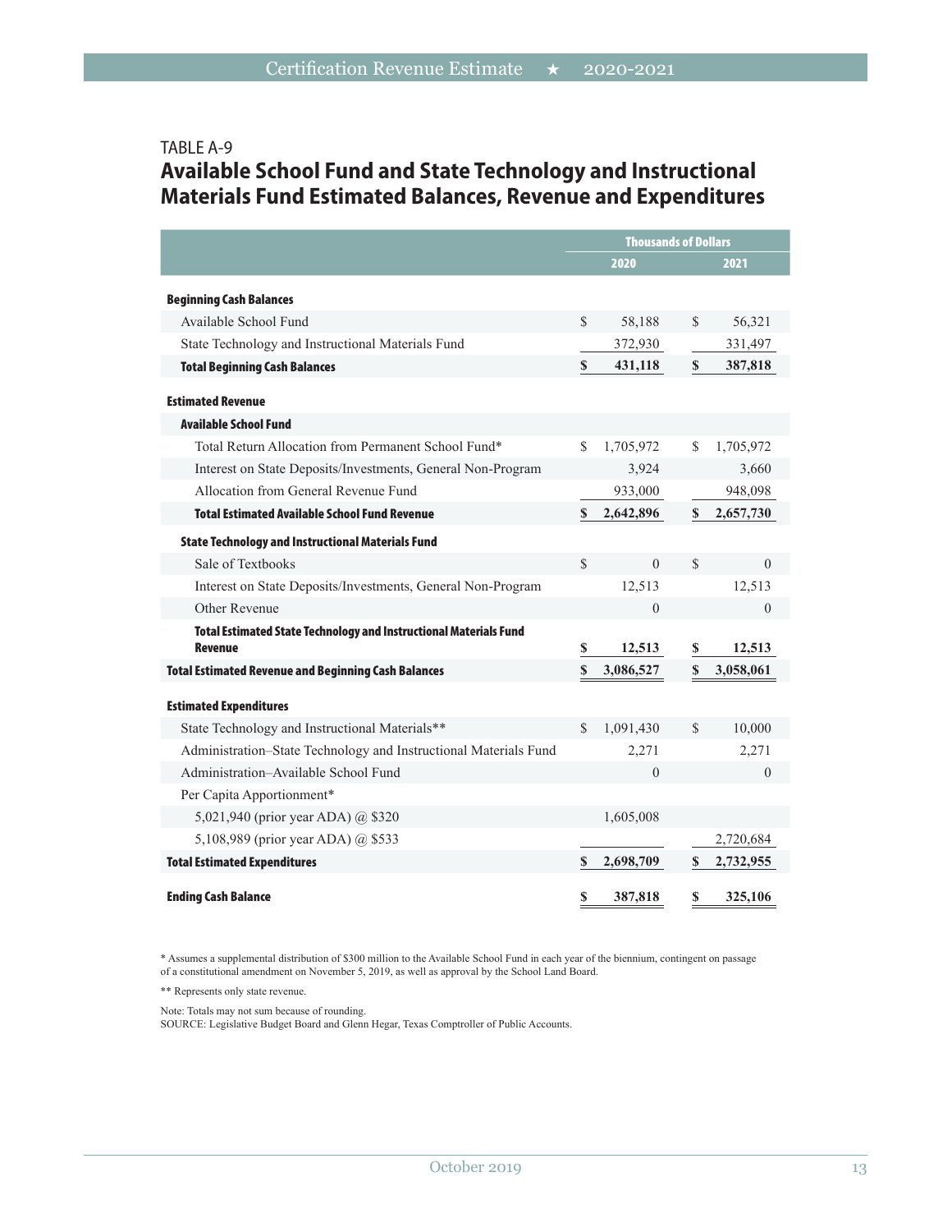TABLE A-9

## Available School Fund and State Technology and Instructional Materials Fund Estimated Balances, Revenue and Expenditures

| | Thousands of Dollars | |
|---|---|---|
| | **2020** | **2021** |
| **Beginning Cash Balances** | | |
| Available School Fund | $ 58,188 | $ 56,321 |
| State Technology and Instructional Materials Fund | 372,930 | 331,497 |
| **Total Beginning Cash Balances** | **$ 431,118** | **$ 387,818** |
| **Estimated Revenue** | | |
| **Available School Fund** | | |
| Total Return Allocation from Permanent School Fund* | $ 1,705,972 | $ 1,705,972 |
| Interest on State Deposits/Investments, General Non-Program | 3,924 | 3,660 |
| Allocation from General Revenue Fund | 933,000 | 948,098 |
| **Total Estimated Available School Fund Revenue** | **$ 2,642,896** | **$ 2,657,730** |
| **State Technology and Instructional Materials Fund** | | |
| Sale of Textbooks | $ 0 | $ 0 |
| Interest on State Deposits/Investments, General Non-Program | 12,513 | 12,513 |
| Other Revenue | 0 | 0 |
| **Total Estimated State Technology and Instructional Materials Fund Revenue** | **$ 12,513** | **$ 12,513** |
| **Total Estimated Revenue and Beginning Cash Balances** | **$ 3,086,527** | **$ 3,058,061** |
| **Estimated Expenditures** | | |
| State Technology and Instructional Materials** | $ 1,091,430 | $ 10,000 |
| Administration–State Technology and Instructional Materials Fund | 2,271 | 2,271 |
| Administration–Available School Fund | 0 | 0 |
| Per Capita Apportionment* | | |
| 5,021,940 (prior year ADA) @ $320 | 1,605,008 | |
| 5,108,989 (prior year ADA) @ $533 | | 2,720,684 |
| **Total Estimated Expenditures** | **$ 2,698,709** | **$ 2,732,955** |
| **Ending Cash Balance** | **$ 387,818** | **$ 325,106** |

* Assumes a supplemental distribution of $300 million to the Available School Fund in each year of the biennium, contingent on passage of a constitutional amendment on November 5, 2019, as well as approval by the School Land Board.

** Represents only state revenue.

Note: Totals may not sum because of rounding.
SOURCE: Legislative Budget Board and Glenn Hegar, Texas Comptroller of Public Accounts.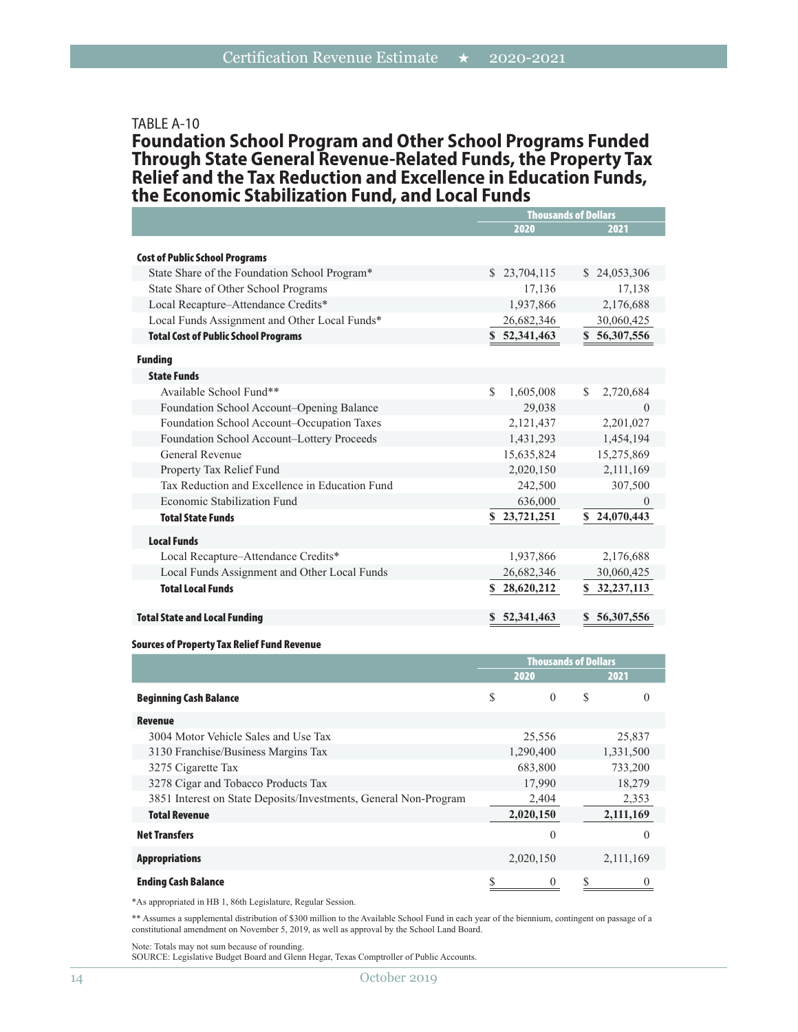TABLE A-10

## Foundation School Program and Other School Programs Funded Through State General Revenue-Related Funds, the Property Tax Relief and the Tax Reduction and Excellence in Education Funds, the Economic Stabilization Fund, and Local Funds

| | Thousands of Dollars | |
|---|---|---|
| | 2020 | 2021 |
| **Cost of Public School Programs** | | |
| State Share of the Foundation School Program* | $ 23,704,115 | $ 24,053,306 |
| State Share of Other School Programs | 17,136 | 17,138 |
| Local Recapture–Attendance Credits* | 1,937,866 | 2,176,688 |
| Local Funds Assignment and Other Local Funds* | 26,682,346 | 30,060,425 |
| **Total Cost of Public School Programs** | **$ 52,341,463** | **$ 56,307,556** |
| **Funding** | | |
| **State Funds** | | |
| Available School Fund** | $ 1,605,008 | $ 2,720,684 |
| Foundation School Account–Opening Balance | 29,038 | 0 |
| Foundation School Account–Occupation Taxes | 2,121,437 | 2,201,027 |
| Foundation School Account–Lottery Proceeds | 1,431,293 | 1,454,194 |
| General Revenue | 15,635,824 | 15,275,869 |
| Property Tax Relief Fund | 2,020,150 | 2,111,169 |
| Tax Reduction and Excellence in Education Fund | 242,500 | 307,500 |
| Economic Stabilization Fund | 636,000 | 0 |
| **Total State Funds** | **$ 23,721,251** | **$ 24,070,443** |
| **Local Funds** | | |
| Local Recapture–Attendance Credits* | 1,937,866 | 2,176,688 |
| Local Funds Assignment and Other Local Funds | 26,682,346 | 30,060,425 |
| **Total Local Funds** | **$ 28,620,212** | **$ 32,237,113** |
| **Total State and Local Funding** | **$ 52,341,463** | **$ 56,307,556** |

### Sources of Property Tax Relief Fund Revenue

| | Thousands of Dollars | |
|---|---|---|
| | 2020 | 2021 |
| **Beginning Cash Balance** | $ 0 | $ 0 |
| **Revenue** | | |
| 3004 Motor Vehicle Sales and Use Tax | 25,556 | 25,837 |
| 3130 Franchise/Business Margins Tax | 1,290,400 | 1,331,500 |
| 3275 Cigarette Tax | 683,800 | 733,200 |
| 3278 Cigar and Tobacco Products Tax | 17,990 | 18,279 |
| 3851 Interest on State Deposits/Investments, General Non-Program | 2,404 | 2,353 |
| **Total Revenue** | **2,020,150** | **2,111,169** |
| **Net Transfers** | 0 | 0 |
| **Appropriations** | 2,020,150 | 2,111,169 |
| **Ending Cash Balance** | $ 0 | $ 0 |

*As appropriated in HB 1, 86th Legislature, Regular Session.

** Assumes a supplemental distribution of $300 million to the Available School Fund in each year of the biennium, contingent on passage of a constitutional amendment on November 5, 2019, as well as approval by the School Land Board.

Note: Totals may not sum because of rounding.
SOURCE: Legislative Budget Board and Glenn Hegar, Texas Comptroller of Public Accounts.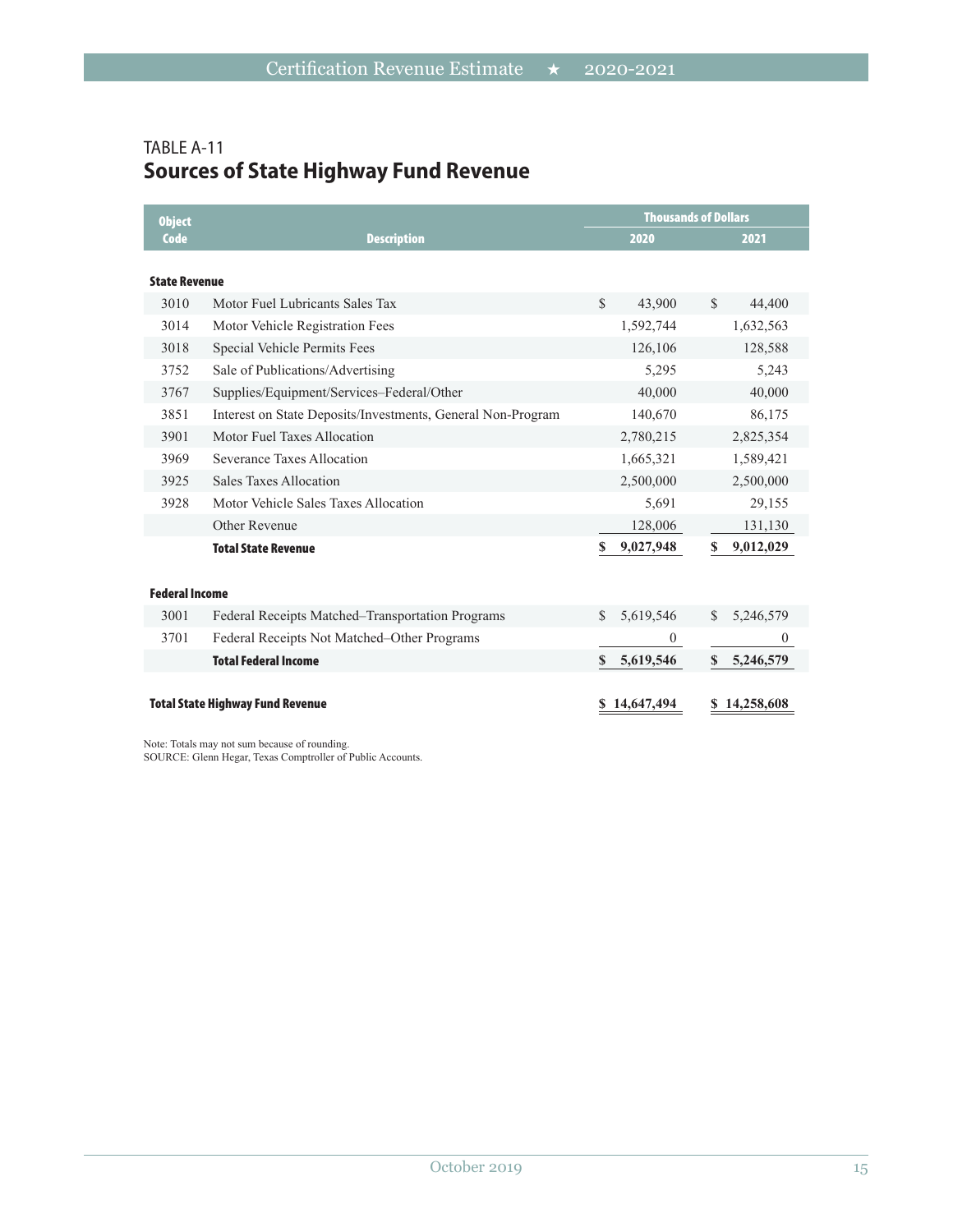TABLE A-11

## Sources of State Highway Fund Revenue

| Object Code | Description | Thousands of Dollars | |
|---|---|---|---|
| | | 2020 | 2021 |
| **State Revenue** | | | |
| 3010 | Motor Fuel Lubricants Sales Tax | $ 43,900 | $ 44,400 |
| 3014 | Motor Vehicle Registration Fees | 1,592,744 | 1,632,563 |
| 3018 | Special Vehicle Permits Fees | 126,106 | 128,588 |
| 3752 | Sale of Publications/Advertising | 5,295 | 5,243 |
| 3767 | Supplies/Equipment/Services–Federal/Other | 40,000 | 40,000 |
| 3851 | Interest on State Deposits/Investments, General Non-Program | 140,670 | 86,175 |
| 3901 | Motor Fuel Taxes Allocation | 2,780,215 | 2,825,354 |
| 3969 | Severance Taxes Allocation | 1,665,321 | 1,589,421 |
| 3925 | Sales Taxes Allocation | 2,500,000 | 2,500,000 |
| 3928 | Motor Vehicle Sales Taxes Allocation | 5,691 | 29,155 |
| | Other Revenue | 128,006 | 131,130 |
| | **Total State Revenue** | **$ 9,027,948** | **$ 9,012,029** |
| **Federal Income** | | | |
| 3001 | Federal Receipts Matched–Transportation Programs | $ 5,619,546 | $ 5,246,579 |
| 3701 | Federal Receipts Not Matched–Other Programs | 0 | 0 |
| | **Total Federal Income** | **$ 5,619,546** | **$ 5,246,579** |
| **Total State Highway Fund Revenue** | | **$ 14,647,494** | **$ 14,258,608** |

Note: Totals may not sum because of rounding.
SOURCE: Glenn Hegar, Texas Comptroller of Public Accounts.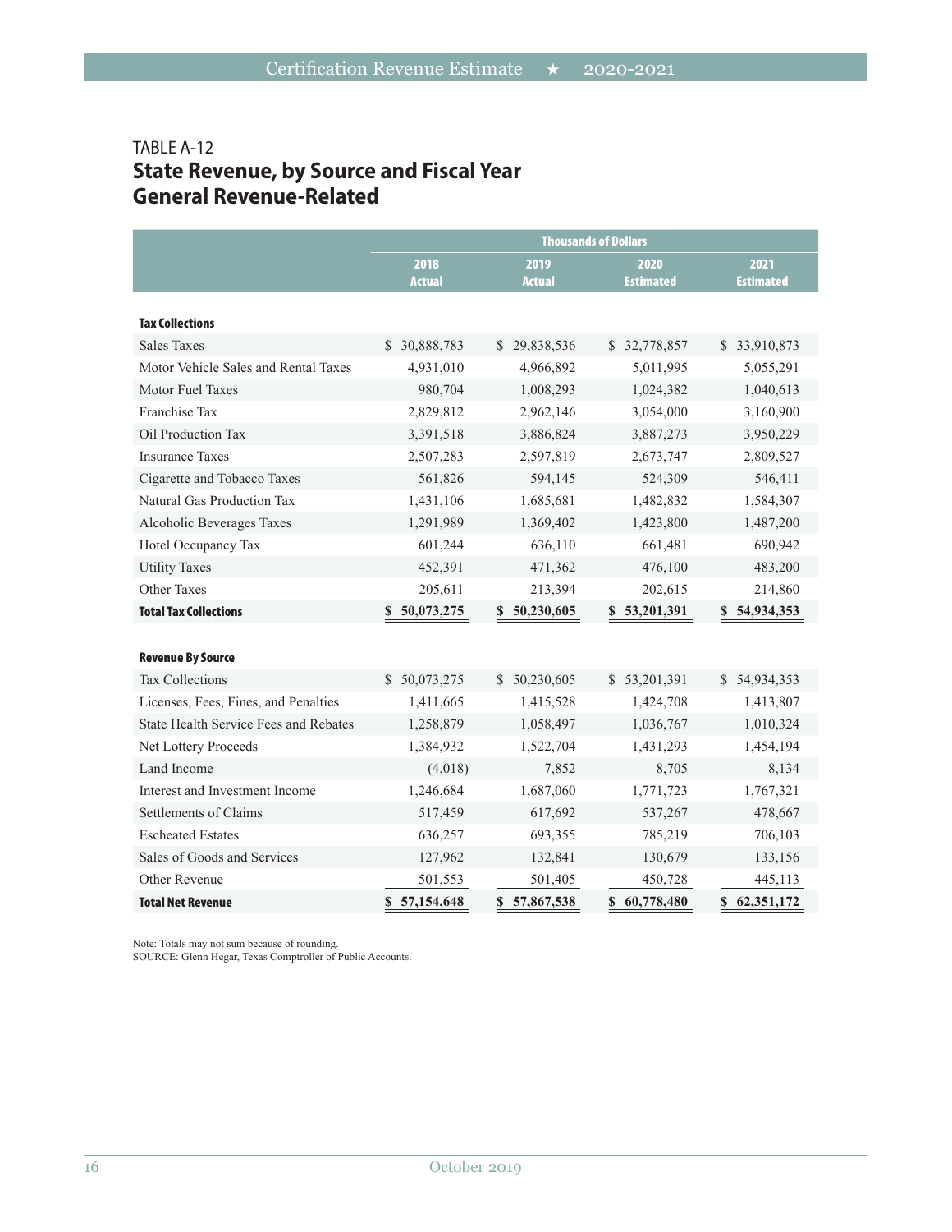TABLE A-12

## State Revenue, by Source and Fiscal Year
## General Revenue-Related

| | Thousands of Dollars | | | |
|---|---|---|---|---|
| | 2018 Actual | 2019 Actual | 2020 Estimated | 2021 Estimated |
| **Tax Collections** | | | | |
| Sales Taxes | $ 30,888,783 | $ 29,838,536 | $ 32,778,857 | $ 33,910,873 |
| Motor Vehicle Sales and Rental Taxes | 4,931,010 | 4,966,892 | 5,011,995 | 5,055,291 |
| Motor Fuel Taxes | 980,704 | 1,008,293 | 1,024,382 | 1,040,613 |
| Franchise Tax | 2,829,812 | 2,962,146 | 3,054,000 | 3,160,900 |
| Oil Production Tax | 3,391,518 | 3,886,824 | 3,887,273 | 3,950,229 |
| Insurance Taxes | 2,507,283 | 2,597,819 | 2,673,747 | 2,809,527 |
| Cigarette and Tobacco Taxes | 561,826 | 594,145 | 524,309 | 546,411 |
| Natural Gas Production Tax | 1,431,106 | 1,685,681 | 1,482,832 | 1,584,307 |
| Alcoholic Beverages Taxes | 1,291,989 | 1,369,402 | 1,423,800 | 1,487,200 |
| Hotel Occupancy Tax | 601,244 | 636,110 | 661,481 | 690,942 |
| Utility Taxes | 452,391 | 471,362 | 476,100 | 483,200 |
| Other Taxes | 205,611 | 213,394 | 202,615 | 214,860 |
| **Total Tax Collections** | **$ 50,073,275** | **$ 50,230,605** | **$ 53,201,391** | **$ 54,934,353** |
| **Revenue By Source** | | | | |
| Tax Collections | $ 50,073,275 | $ 50,230,605 | $ 53,201,391 | $ 54,934,353 |
| Licenses, Fees, Fines, and Penalties | 1,411,665 | 1,415,528 | 1,424,708 | 1,413,807 |
| State Health Service Fees and Rebates | 1,258,879 | 1,058,497 | 1,036,767 | 1,010,324 |
| Net Lottery Proceeds | 1,384,932 | 1,522,704 | 1,431,293 | 1,454,194 |
| Land Income | (4,018) | 7,852 | 8,705 | 8,134 |
| Interest and Investment Income | 1,246,684 | 1,687,060 | 1,771,723 | 1,767,321 |
| Settlements of Claims | 517,459 | 617,692 | 537,267 | 478,667 |
| Escheated Estates | 636,257 | 693,355 | 785,219 | 706,103 |
| Sales of Goods and Services | 127,962 | 132,841 | 130,679 | 133,156 |
| Other Revenue | 501,553 | 501,405 | 450,728 | 445,113 |
| **Total Net Revenue** | **$ 57,154,648** | **$ 57,867,538** | **$ 60,778,480** | **$ 62,351,172** |

Note: Totals may not sum because of rounding.
SOURCE: Glenn Hegar, Texas Comptroller of Public Accounts.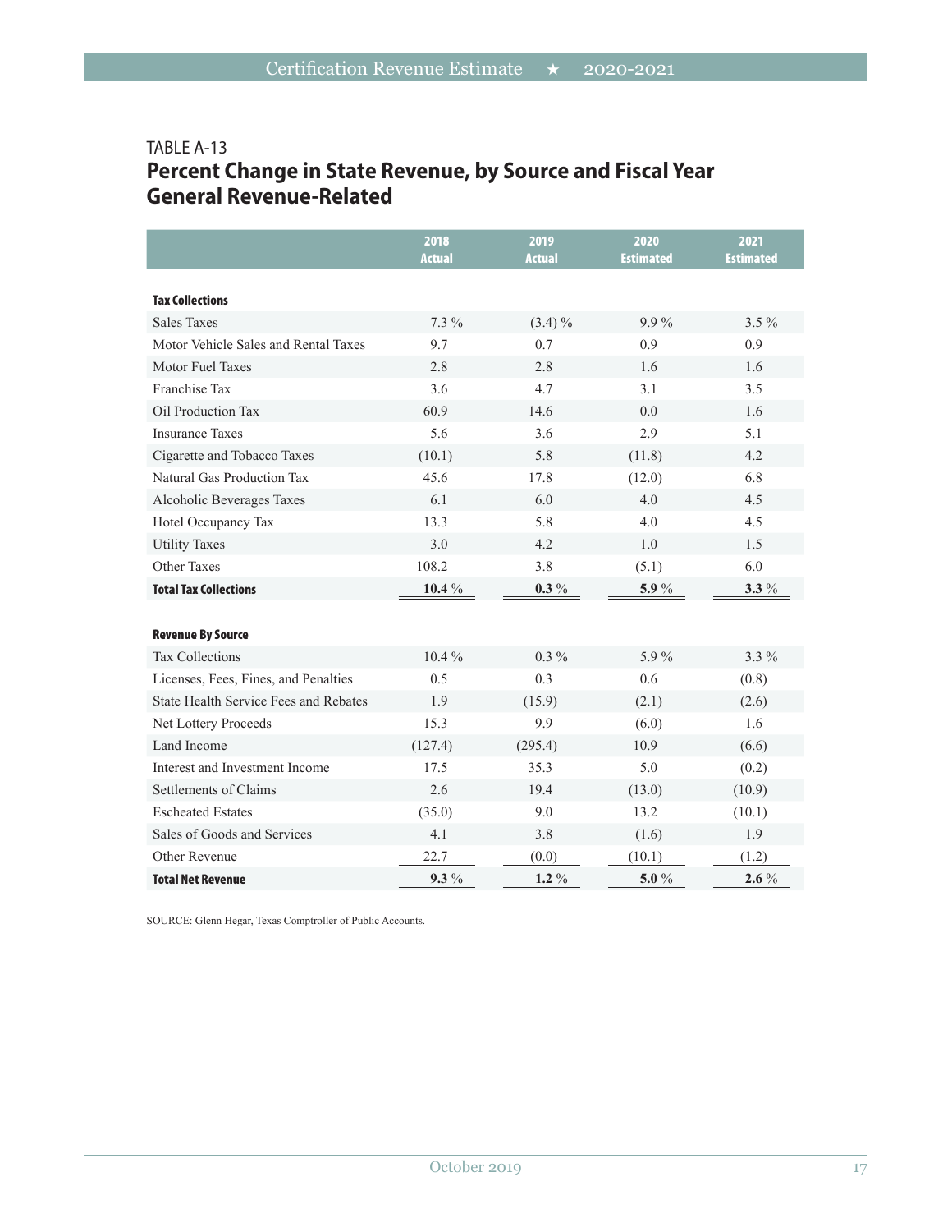TABLE A-13

## Percent Change in State Revenue, by Source and Fiscal Year General Revenue-Related

| | 2018 Actual | 2019 Actual | 2020 Estimated | 2021 Estimated |
|---|---|---|---|---|
| **Tax Collections** | | | | |
| Sales Taxes | 7.3 % | (3.4) % | 9.9 % | 3.5 % |
| Motor Vehicle Sales and Rental Taxes | 9.7 | 0.7 | 0.9 | 0.9 |
| Motor Fuel Taxes | 2.8 | 2.8 | 1.6 | 1.6 |
| Franchise Tax | 3.6 | 4.7 | 3.1 | 3.5 |
| Oil Production Tax | 60.9 | 14.6 | 0.0 | 1.6 |
| Insurance Taxes | 5.6 | 3.6 | 2.9 | 5.1 |
| Cigarette and Tobacco Taxes | (10.1) | 5.8 | (11.8) | 4.2 |
| Natural Gas Production Tax | 45.6 | 17.8 | (12.0) | 6.8 |
| Alcoholic Beverages Taxes | 6.1 | 6.0 | 4.0 | 4.5 |
| Hotel Occupancy Tax | 13.3 | 5.8 | 4.0 | 4.5 |
| Utility Taxes | 3.0 | 4.2 | 1.0 | 1.5 |
| Other Taxes | 108.2 | 3.8 | (5.1) | 6.0 |
| **Total Tax Collections** | **10.4 %** | **0.3 %** | **5.9 %** | **3.3 %** |
| **Revenue By Source** | | | | |
| Tax Collections | 10.4 % | 0.3 % | 5.9 % | 3.3 % |
| Licenses, Fees, Fines, and Penalties | 0.5 | 0.3 | 0.6 | (0.8) |
| State Health Service Fees and Rebates | 1.9 | (15.9) | (2.1) | (2.6) |
| Net Lottery Proceeds | 15.3 | 9.9 | (6.0) | 1.6 |
| Land Income | (127.4) | (295.4) | 10.9 | (6.6) |
| Interest and Investment Income | 17.5 | 35.3 | 5.0 | (0.2) |
| Settlements of Claims | 2.6 | 19.4 | (13.0) | (10.9) |
| Escheated Estates | (35.0) | 9.0 | 13.2 | (10.1) |
| Sales of Goods and Services | 4.1 | 3.8 | (1.6) | 1.9 |
| Other Revenue | 22.7 | (0.0) | (10.1) | (1.2) |
| **Total Net Revenue** | **9.3 %** | **1.2 %** | **5.0 %** | **2.6 %** |

SOURCE: Glenn Hegar, Texas Comptroller of Public Accounts.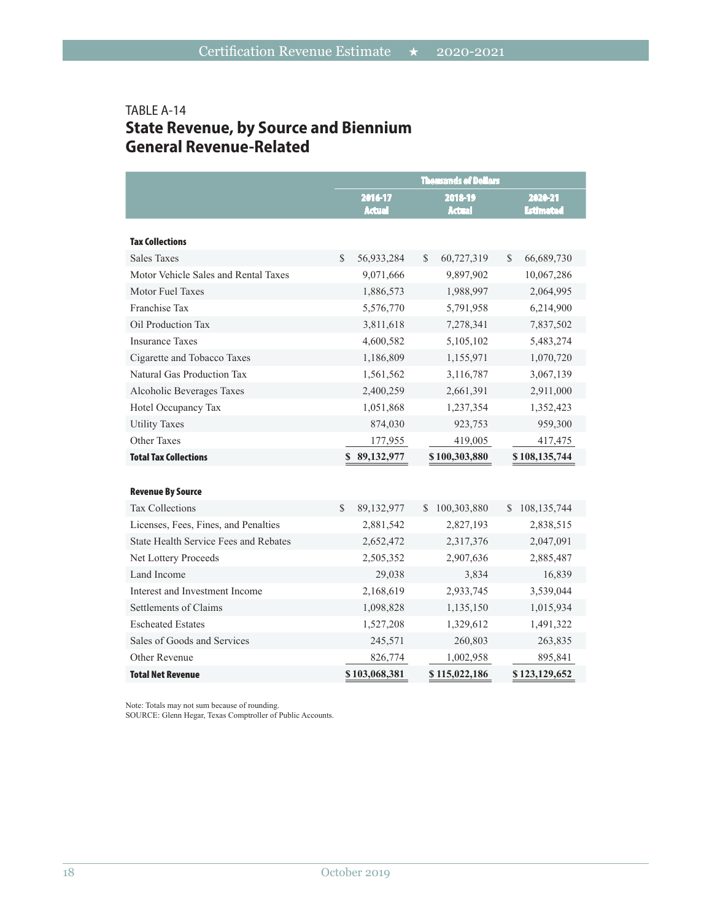TABLE A-14

## State Revenue, by Source and Biennium General Revenue-Related

| | Thousands of Dollars | | |
|---|---|---|---|
| | 2016-17 Actual | 2018-19 Actual | 2020-21 Estimated |
| **Tax Collections** | | | |
| Sales Taxes | $ 56,933,284 | $ 60,727,319 | $ 66,689,730 |
| Motor Vehicle Sales and Rental Taxes | 9,071,666 | 9,897,902 | 10,067,286 |
| Motor Fuel Taxes | 1,886,573 | 1,988,997 | 2,064,995 |
| Franchise Tax | 5,576,770 | 5,791,958 | 6,214,900 |
| Oil Production Tax | 3,811,618 | 7,278,341 | 7,837,502 |
| Insurance Taxes | 4,600,582 | 5,105,102 | 5,483,274 |
| Cigarette and Tobacco Taxes | 1,186,809 | 1,155,971 | 1,070,720 |
| Natural Gas Production Tax | 1,561,562 | 3,116,787 | 3,067,139 |
| Alcoholic Beverages Taxes | 2,400,259 | 2,661,391 | 2,911,000 |
| Hotel Occupancy Tax | 1,051,868 | 1,237,354 | 1,352,423 |
| Utility Taxes | 874,030 | 923,753 | 959,300 |
| Other Taxes | 177,955 | 419,005 | 417,475 |
| **Total Tax Collections** | **$ 89,132,977** | **$ 100,303,880** | **$ 108,135,744** |
| **Revenue By Source** | | | |
| Tax Collections | $ 89,132,977 | $ 100,303,880 | $ 108,135,744 |
| Licenses, Fees, Fines, and Penalties | 2,881,542 | 2,827,193 | 2,838,515 |
| State Health Service Fees and Rebates | 2,652,472 | 2,317,376 | 2,047,091 |
| Net Lottery Proceeds | 2,505,352 | 2,907,636 | 2,885,487 |
| Land Income | 29,038 | 3,834 | 16,839 |
| Interest and Investment Income | 2,168,619 | 2,933,745 | 3,539,044 |
| Settlements of Claims | 1,098,828 | 1,135,150 | 1,015,934 |
| Escheated Estates | 1,527,208 | 1,329,612 | 1,491,322 |
| Sales of Goods and Services | 245,571 | 260,803 | 263,835 |
| Other Revenue | 826,774 | 1,002,958 | 895,841 |
| **Total Net Revenue** | **$ 103,068,381** | **$ 115,022,186** | **$ 123,129,652** |

Note: Totals may not sum because of rounding.
SOURCE: Glenn Hegar, Texas Comptroller of Public Accounts.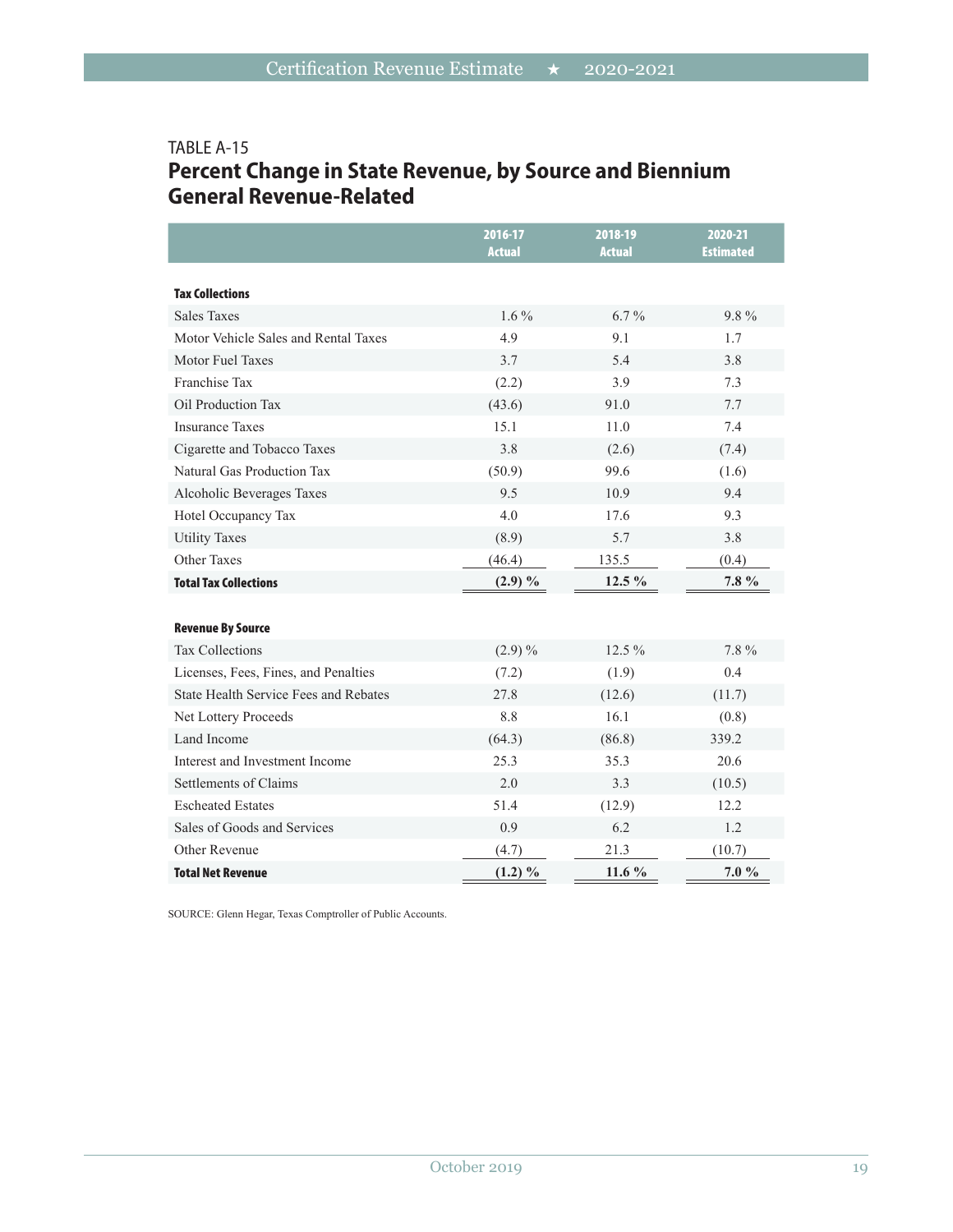TABLE A-15

## Percent Change in State Revenue, by Source and Biennium General Revenue-Related

| | 2016-17 Actual | 2018-19 Actual | 2020-21 Estimated |
|---|---|---|---|
| **Tax Collections** | | | |
| Sales Taxes | 1.6 % | 6.7 % | 9.8 % |
| Motor Vehicle Sales and Rental Taxes | 4.9 | 9.1 | 1.7 |
| Motor Fuel Taxes | 3.7 | 5.4 | 3.8 |
| Franchise Tax | (2.2) | 3.9 | 7.3 |
| Oil Production Tax | (43.6) | 91.0 | 7.7 |
| Insurance Taxes | 15.1 | 11.0 | 7.4 |
| Cigarette and Tobacco Taxes | 3.8 | (2.6) | (7.4) |
| Natural Gas Production Tax | (50.9) | 99.6 | (1.6) |
| Alcoholic Beverages Taxes | 9.5 | 10.9 | 9.4 |
| Hotel Occupancy Tax | 4.0 | 17.6 | 9.3 |
| Utility Taxes | (8.9) | 5.7 | 3.8 |
| Other Taxes | (46.4) | 135.5 | (0.4) |
| **Total Tax Collections** | **(2.9) %** | **12.5 %** | **7.8 %** |
| **Revenue By Source** | | | |
| Tax Collections | (2.9) % | 12.5 % | 7.8 % |
| Licenses, Fees, Fines, and Penalties | (7.2) | (1.9) | 0.4 |
| State Health Service Fees and Rebates | 27.8 | (12.6) | (11.7) |
| Net Lottery Proceeds | 8.8 | 16.1 | (0.8) |
| Land Income | (64.3) | (86.8) | 339.2 |
| Interest and Investment Income | 25.3 | 35.3 | 20.6 |
| Settlements of Claims | 2.0 | 3.3 | (10.5) |
| Escheated Estates | 51.4 | (12.9) | 12.2 |
| Sales of Goods and Services | 0.9 | 6.2 | 1.2 |
| Other Revenue | (4.7) | 21.3 | (10.7) |
| **Total Net Revenue** | **(1.2) %** | **11.6 %** | **7.0 %** |

SOURCE: Glenn Hegar, Texas Comptroller of Public Accounts.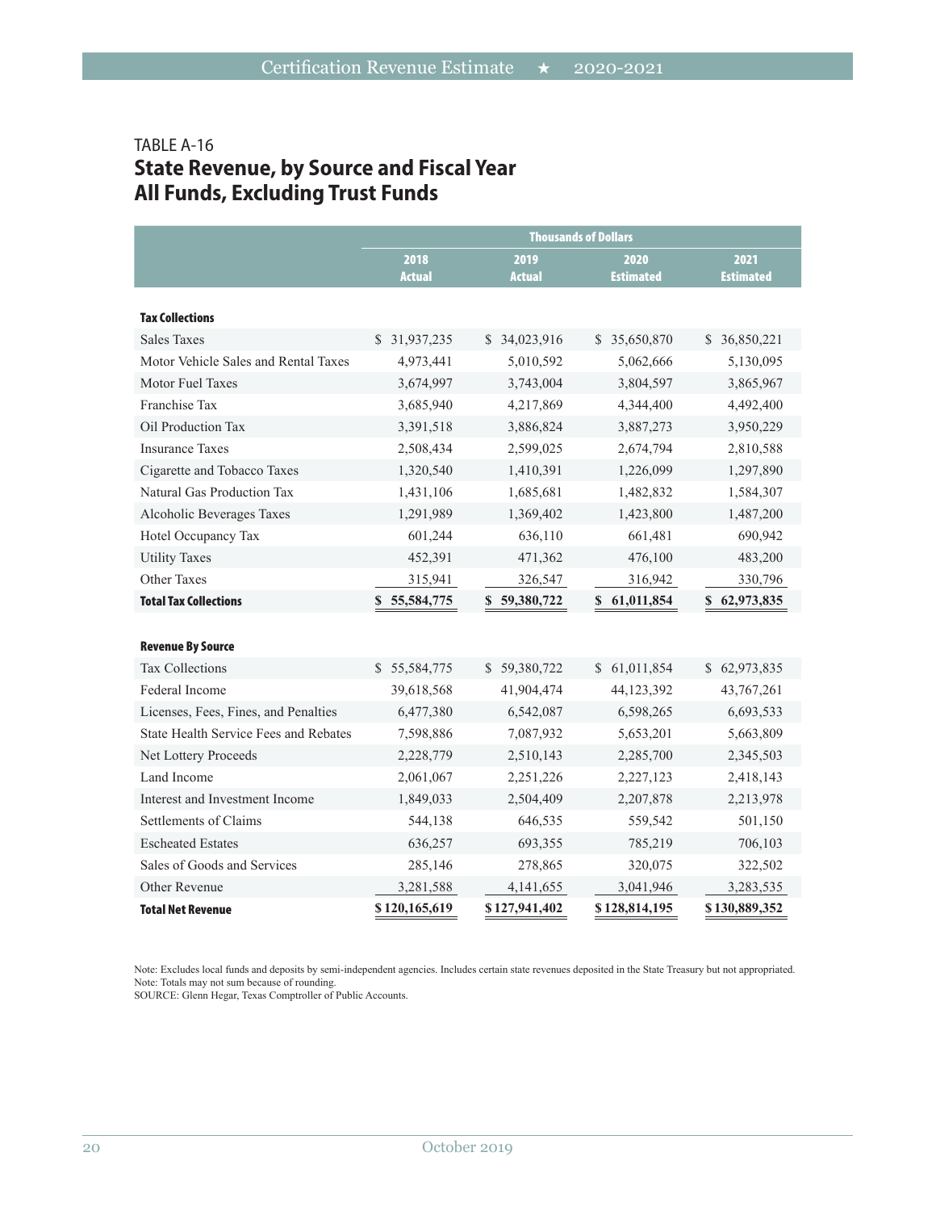TABLE A-16

## State Revenue, by Source and Fiscal Year All Funds, Excluding Trust Funds

| | Thousands of Dollars | | | |
|---|---|---|---|---|
| | 2018 Actual | 2019 Actual | 2020 Estimated | 2021 Estimated |
| **Tax Collections** | | | | |
| Sales Taxes | $ 31,937,235 | $ 34,023,916 | $ 35,650,870 | $ 36,850,221 |
| Motor Vehicle Sales and Rental Taxes | 4,973,441 | 5,010,592 | 5,062,666 | 5,130,095 |
| Motor Fuel Taxes | 3,674,997 | 3,743,004 | 3,804,597 | 3,865,967 |
| Franchise Tax | 3,685,940 | 4,217,869 | 4,344,400 | 4,492,400 |
| Oil Production Tax | 3,391,518 | 3,886,824 | 3,887,273 | 3,950,229 |
| Insurance Taxes | 2,508,434 | 2,599,025 | 2,674,794 | 2,810,588 |
| Cigarette and Tobacco Taxes | 1,320,540 | 1,410,391 | 1,226,099 | 1,297,890 |
| Natural Gas Production Tax | 1,431,106 | 1,685,681 | 1,482,832 | 1,584,307 |
| Alcoholic Beverages Taxes | 1,291,989 | 1,369,402 | 1,423,800 | 1,487,200 |
| Hotel Occupancy Tax | 601,244 | 636,110 | 661,481 | 690,942 |
| Utility Taxes | 452,391 | 471,362 | 476,100 | 483,200 |
| Other Taxes | 315,941 | 326,547 | 316,942 | 330,796 |
| **Total Tax Collections** | **$ 55,584,775** | **$ 59,380,722** | **$ 61,011,854** | **$ 62,973,835** |
| **Revenue By Source** | | | | |
| Tax Collections | $ 55,584,775 | $ 59,380,722 | $ 61,011,854 | $ 62,973,835 |
| Federal Income | 39,618,568 | 41,904,474 | 44,123,392 | 43,767,261 |
| Licenses, Fees, Fines, and Penalties | 6,477,380 | 6,542,087 | 6,598,265 | 6,693,533 |
| State Health Service Fees and Rebates | 7,598,886 | 7,087,932 | 5,653,201 | 5,663,809 |
| Net Lottery Proceeds | 2,228,779 | 2,510,143 | 2,285,700 | 2,345,503 |
| Land Income | 2,061,067 | 2,251,226 | 2,227,123 | 2,418,143 |
| Interest and Investment Income | 1,849,033 | 2,504,409 | 2,207,878 | 2,213,978 |
| Settlements of Claims | 544,138 | 646,535 | 559,542 | 501,150 |
| Escheated Estates | 636,257 | 693,355 | 785,219 | 706,103 |
| Sales of Goods and Services | 285,146 | 278,865 | 320,075 | 322,502 |
| Other Revenue | 3,281,588 | 4,141,655 | 3,041,946 | 3,283,535 |
| **Total Net Revenue** | **$ 120,165,619** | **$ 127,941,402** | **$ 128,814,195** | **$ 130,889,352** |

Note: Excludes local funds and deposits by semi-independent agencies. Includes certain state revenues deposited in the State Treasury but not appropriated.
Note: Totals may not sum because of rounding.
SOURCE: Glenn Hegar, Texas Comptroller of Public Accounts.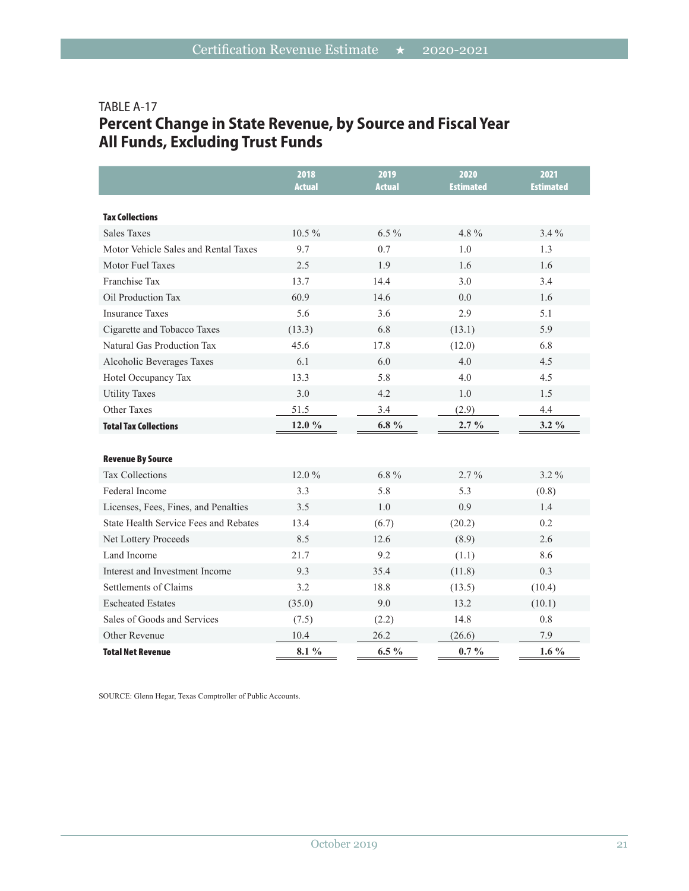TABLE A-17

## Percent Change in State Revenue, by Source and Fiscal Year All Funds, Excluding Trust Funds

| | 2018 Actual | 2019 Actual | 2020 Estimated | 2021 Estimated |
|---|---|---|---|---|
| **Tax Collections** | | | | |
| Sales Taxes | 10.5 % | 6.5 % | 4.8 % | 3.4 % |
| Motor Vehicle Sales and Rental Taxes | 9.7 | 0.7 | 1.0 | 1.3 |
| Motor Fuel Taxes | 2.5 | 1.9 | 1.6 | 1.6 |
| Franchise Tax | 13.7 | 14.4 | 3.0 | 3.4 |
| Oil Production Tax | 60.9 | 14.6 | 0.0 | 1.6 |
| Insurance Taxes | 5.6 | 3.6 | 2.9 | 5.1 |
| Cigarette and Tobacco Taxes | (13.3) | 6.8 | (13.1) | 5.9 |
| Natural Gas Production Tax | 45.6 | 17.8 | (12.0) | 6.8 |
| Alcoholic Beverages Taxes | 6.1 | 6.0 | 4.0 | 4.5 |
| Hotel Occupancy Tax | 13.3 | 5.8 | 4.0 | 4.5 |
| Utility Taxes | 3.0 | 4.2 | 1.0 | 1.5 |
| Other Taxes | 51.5 | 3.4 | (2.9) | 4.4 |
| **Total Tax Collections** | **12.0 %** | **6.8 %** | **2.7 %** | **3.2 %** |
| **Revenue By Source** | | | | |
| Tax Collections | 12.0 % | 6.8 % | 2.7 % | 3.2 % |
| Federal Income | 3.3 | 5.8 | 5.3 | (0.8) |
| Licenses, Fees, Fines, and Penalties | 3.5 | 1.0 | 0.9 | 1.4 |
| State Health Service Fees and Rebates | 13.4 | (6.7) | (20.2) | 0.2 |
| Net Lottery Proceeds | 8.5 | 12.6 | (8.9) | 2.6 |
| Land Income | 21.7 | 9.2 | (1.1) | 8.6 |
| Interest and Investment Income | 9.3 | 35.4 | (11.8) | 0.3 |
| Settlements of Claims | 3.2 | 18.8 | (13.5) | (10.4) |
| Escheated Estates | (35.0) | 9.0 | 13.2 | (10.1) |
| Sales of Goods and Services | (7.5) | (2.2) | 14.8 | 0.8 |
| Other Revenue | 10.4 | 26.2 | (26.6) | 7.9 |
| **Total Net Revenue** | **8.1 %** | **6.5 %** | **0.7 %** | **1.6 %** |

SOURCE: Glenn Hegar, Texas Comptroller of Public Accounts.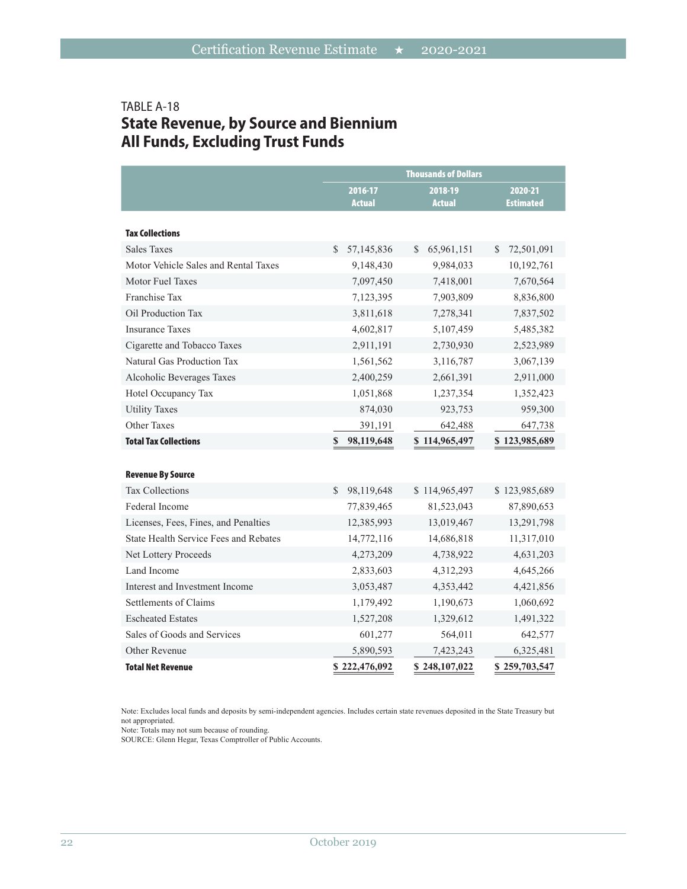TABLE A-18

## State Revenue, by Source and Biennium All Funds, Excluding Trust Funds

| | Thousands of Dollars | | |
|---|---|---|---|
| | 2016-17 Actual | 2018-19 Actual | 2020-21 Estimated |
| **Tax Collections** | | | |
| Sales Taxes | $ 57,145,836 | $ 65,961,151 | $ 72,501,091 |
| Motor Vehicle Sales and Rental Taxes | 9,148,430 | 9,984,033 | 10,192,761 |
| Motor Fuel Taxes | 7,097,450 | 7,418,001 | 7,670,564 |
| Franchise Tax | 7,123,395 | 7,903,809 | 8,836,800 |
| Oil Production Tax | 3,811,618 | 7,278,341 | 7,837,502 |
| Insurance Taxes | 4,602,817 | 5,107,459 | 5,485,382 |
| Cigarette and Tobacco Taxes | 2,911,191 | 2,730,930 | 2,523,989 |
| Natural Gas Production Tax | 1,561,562 | 3,116,787 | 3,067,139 |
| Alcoholic Beverages Taxes | 2,400,259 | 2,661,391 | 2,911,000 |
| Hotel Occupancy Tax | 1,051,868 | 1,237,354 | 1,352,423 |
| Utility Taxes | 874,030 | 923,753 | 959,300 |
| Other Taxes | 391,191 | 642,488 | 647,738 |
| **Total Tax Collections** | **$ 98,119,648** | **$ 114,965,497** | **$ 123,985,689** |
| **Revenue By Source** | | | |
| Tax Collections | $ 98,119,648 | $ 114,965,497 | $ 123,985,689 |
| Federal Income | 77,839,465 | 81,523,043 | 87,890,653 |
| Licenses, Fees, Fines, and Penalties | 12,385,993 | 13,019,467 | 13,291,798 |
| State Health Service Fees and Rebates | 14,772,116 | 14,686,818 | 11,317,010 |
| Net Lottery Proceeds | 4,273,209 | 4,738,922 | 4,631,203 |
| Land Income | 2,833,603 | 4,312,293 | 4,645,266 |
| Interest and Investment Income | 3,053,487 | 4,353,442 | 4,421,856 |
| Settlements of Claims | 1,179,492 | 1,190,673 | 1,060,692 |
| Escheated Estates | 1,527,208 | 1,329,612 | 1,491,322 |
| Sales of Goods and Services | 601,277 | 564,011 | 642,577 |
| Other Revenue | 5,890,593 | 7,423,243 | 6,325,481 |
| **Total Net Revenue** | **$ 222,476,092** | **$ 248,107,022** | **$ 259,703,547** |

Note: Excludes local funds and deposits by semi-independent agencies. Includes certain state revenues deposited in the State Treasury but not appropriated.
Note: Totals may not sum because of rounding.
SOURCE: Glenn Hegar, Texas Comptroller of Public Accounts.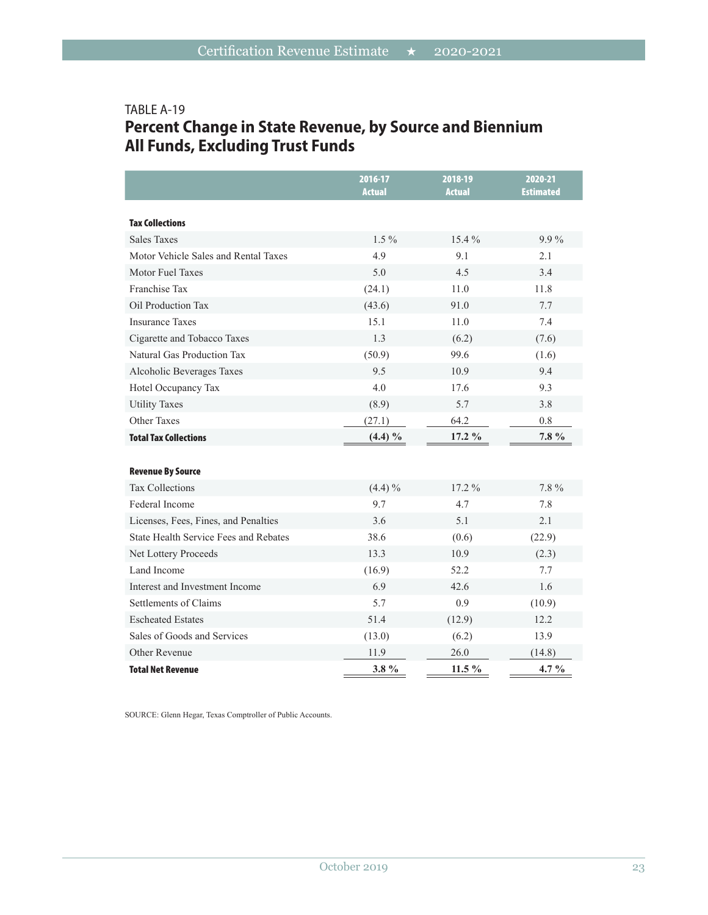TABLE A-19

## Percent Change in State Revenue, by Source and Biennium All Funds, Excluding Trust Funds

| | 2016-17 Actual | 2018-19 Actual | 2020-21 Estimated |
|---|---|---|---|
| **Tax Collections** | | | |
| Sales Taxes | 1.5 % | 15.4 % | 9.9 % |
| Motor Vehicle Sales and Rental Taxes | 4.9 | 9.1 | 2.1 |
| Motor Fuel Taxes | 5.0 | 4.5 | 3.4 |
| Franchise Tax | (24.1) | 11.0 | 11.8 |
| Oil Production Tax | (43.6) | 91.0 | 7.7 |
| Insurance Taxes | 15.1 | 11.0 | 7.4 |
| Cigarette and Tobacco Taxes | 1.3 | (6.2) | (7.6) |
| Natural Gas Production Tax | (50.9) | 99.6 | (1.6) |
| Alcoholic Beverages Taxes | 9.5 | 10.9 | 9.4 |
| Hotel Occupancy Tax | 4.0 | 17.6 | 9.3 |
| Utility Taxes | (8.9) | 5.7 | 3.8 |
| Other Taxes | (27.1) | 64.2 | 0.8 |
| **Total Tax Collections** | **(4.4) %** | **17.2 %** | **7.8 %** |
| | | | |
| **Revenue By Source** | | | |
| Tax Collections | (4.4) % | 17.2 % | 7.8 % |
| Federal Income | 9.7 | 4.7 | 7.8 |
| Licenses, Fees, Fines, and Penalties | 3.6 | 5.1 | 2.1 |
| State Health Service Fees and Rebates | 38.6 | (0.6) | (22.9) |
| Net Lottery Proceeds | 13.3 | 10.9 | (2.3) |
| Land Income | (16.9) | 52.2 | 7.7 |
| Interest and Investment Income | 6.9 | 42.6 | 1.6 |
| Settlements of Claims | 5.7 | 0.9 | (10.9) |
| Escheated Estates | 51.4 | (12.9) | 12.2 |
| Sales of Goods and Services | (13.0) | (6.2) | 13.9 |
| Other Revenue | 11.9 | 26.0 | (14.8) |
| **Total Net Revenue** | **3.8 %** | **11.5 %** | **4.7 %** |

SOURCE: Glenn Hegar, Texas Comptroller of Public Accounts.